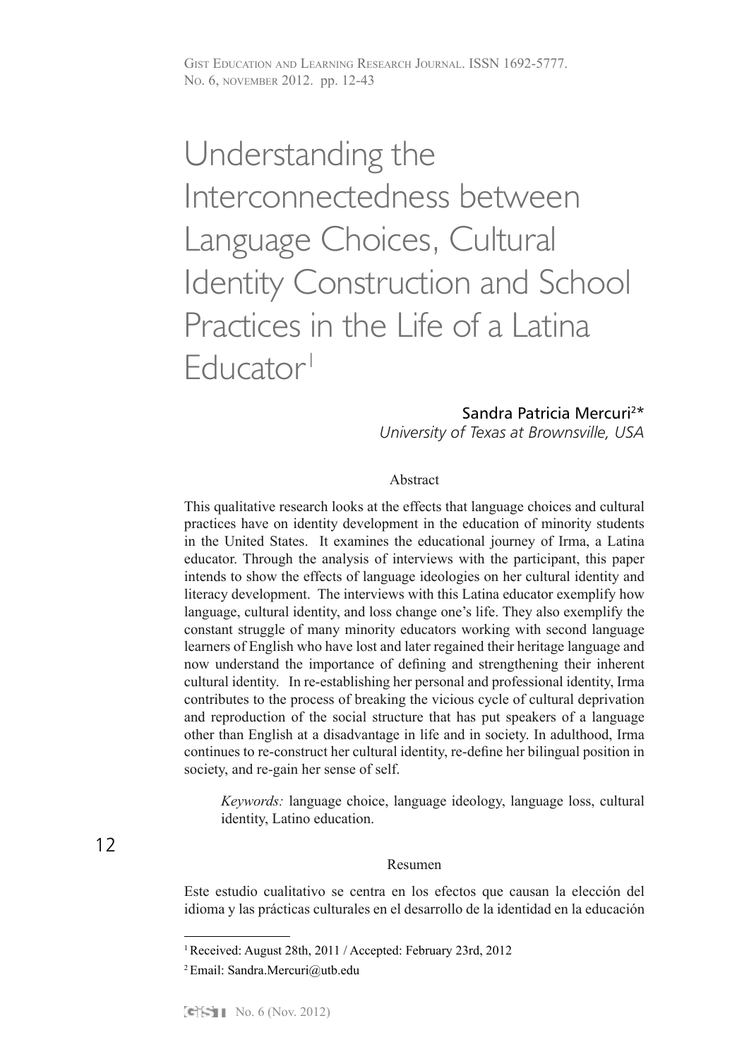# Understanding the Interconnectedness between Language Choices, Cultural Identity Construction and School Practices in the Life of a Latina Educator[1]

**Sandra Patricia Mercuri[2]\***
*University of Texas at Brownsville, USA*

## Abstract

This qualitative research looks at the effects that language choices and cultural practices have on identity development in the education of minority students in the United States. It examines the educational journey of Irma, a Latina educator. Through the analysis of interviews with the participant, this paper intends to show the effects of language ideologies on her cultural identity and literacy development. The interviews with this Latina educator exemplify how language, cultural identity, and loss change one's life. They also exemplify the constant struggle of many minority educators working with second language learners of English who have lost and later regained their heritage language and now understand the importance of defining and strengthening their inherent cultural identity. In re-establishing her personal and professional identity, Irma contributes to the process of breaking the vicious cycle of cultural deprivation and reproduction of the social structure that has put speakers of a language other than English at a disadvantage in life and in society. In adulthood, Irma continues to re-construct her cultural identity, re-define her bilingual position in society, and re-gain her sense of self.

*Keywords:* language choice, language ideology, language loss, cultural identity, Latino education.

## Resumen

Este estudio cualitativo se centra en los efectos que causan la elección del idioma y las prácticas culturales en el desarrollo de la identidad en la educación

---

[1] Received: August 28th, 2011 / Accepted: February 23rd, 2012

[2] Email: Sandra.Mercuri@utb.edu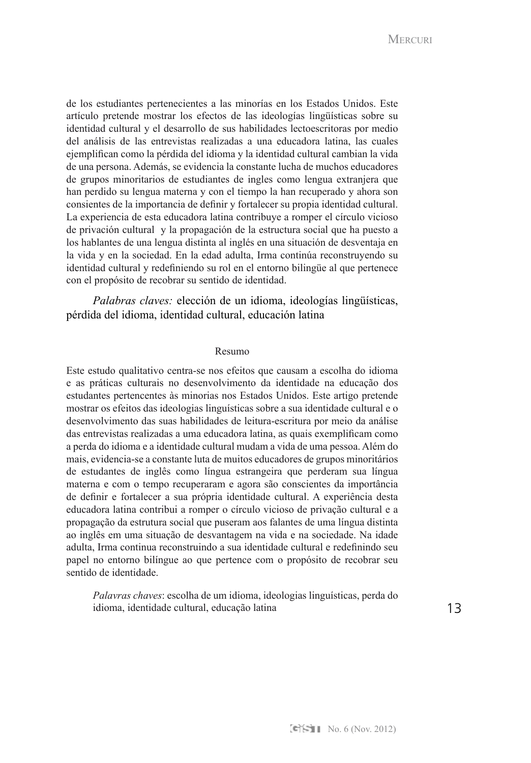de los estudiantes pertenecientes a las minorías en los Estados Unidos. Este artículo pretende mostrar los efectos de las ideologías lingüísticas sobre su identidad cultural y el desarrollo de sus habilidades lectoescritoras por medio del análisis de las entrevistas realizadas a una educadora latina, las cuales ejemplifican como la pérdida del idioma y la identidad cultural cambian la vida de una persona. Además, se evidencia la constante lucha de muchos educadores de grupos minoritarios de estudiantes de ingles como lengua extranjera que han perdido su lengua materna y con el tiempo la han recuperado y ahora son consientes de la importancia de definir y fortalecer su propia identidad cultural. La experiencia de esta educadora latina contribuye a romper el círculo vicioso de privación cultural y la propagación de la estructura social que ha puesto a los hablantes de una lengua distinta al inglés en una situación de desventaja en la vida y en la sociedad. En la edad adulta, Irma continúa reconstruyendo su identidad cultural y redefiniendo su rol en el entorno bilingüe al que pertenece con el propósito de recobrar su sentido de identidad.

*Palabras claves:* elección de un idioma, ideologías lingüísticas, pérdida del idioma, identidad cultural, educación latina

## Resumo

Este estudo qualitativo centra-se nos efeitos que causam a escolha do idioma e as práticas culturais no desenvolvimento da identidade na educação dos estudantes pertencentes às minorias nos Estados Unidos. Este artigo pretende mostrar os efeitos das ideologias linguísticas sobre a sua identidade cultural e o desenvolvimento das suas habilidades de leitura-escritura por meio da análise das entrevistas realizadas a uma educadora latina, as quais exemplificam como a perda do idioma e a identidade cultural mudam a vida de uma pessoa. Além do mais, evidencia-se a constante luta de muitos educadores de grupos minoritários de estudantes de inglês como língua estrangeira que perderam sua língua materna e com o tempo recuperaram e agora são conscientes da importância de definir e fortalecer a sua própria identidade cultural. A experiência desta educadora latina contribui a romper o círculo vicioso de privação cultural e a propagação da estrutura social que puseram aos falantes de uma língua distinta ao inglês em uma situação de desvantagem na vida e na sociedade. Na idade adulta, Irma continua reconstruindo a sua identidade cultural e redefinindo seu papel no entorno bilíngue ao que pertence com o propósito de recobrar seu sentido de identidade.

*Palavras chaves*: escolha de um idioma, ideologias linguísticas, perda do idioma, identidade cultural, educação latina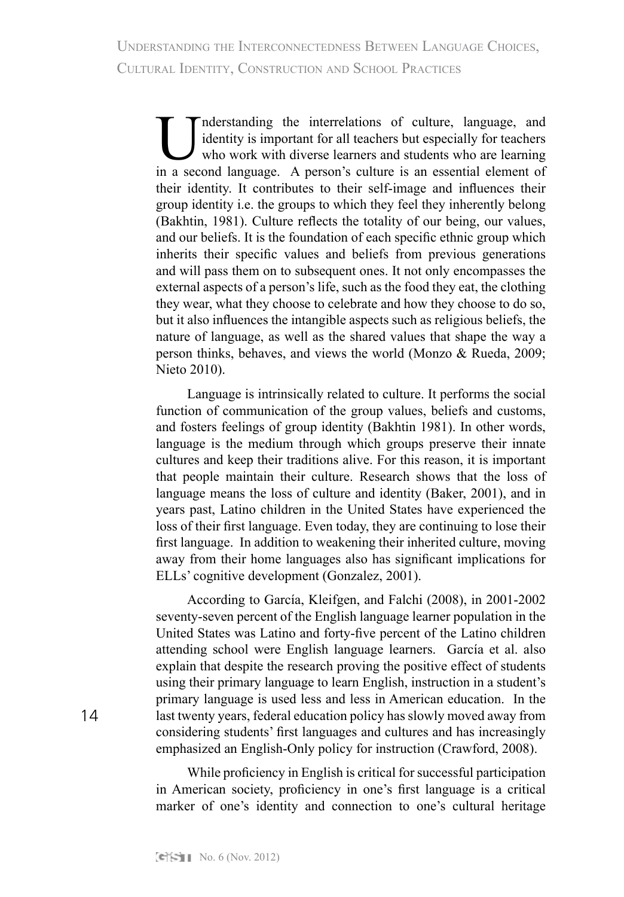Understanding the interrelations of culture, language, and identity is important for all teachers but especially for teachers who work with diverse learners and students who are learning in a second language. A person's culture is an essential element of their identity. It contributes to their self-image and influences their group identity i.e. the groups to which they feel they inherently belong (Bakhtin, 1981). Culture reflects the totality of our being, our values, and our beliefs. It is the foundation of each specific ethnic group which inherits their specific values and beliefs from previous generations and will pass them on to subsequent ones. It not only encompasses the external aspects of a person's life, such as the food they eat, the clothing they wear, what they choose to celebrate and how they choose to do so, but it also influences the intangible aspects such as religious beliefs, the nature of language, as well as the shared values that shape the way a person thinks, behaves, and views the world (Monzo & Rueda, 2009; Nieto 2010).

Language is intrinsically related to culture. It performs the social function of communication of the group values, beliefs and customs, and fosters feelings of group identity (Bakhtin 1981). In other words, language is the medium through which groups preserve their innate cultures and keep their traditions alive. For this reason, it is important that people maintain their culture. Research shows that the loss of language means the loss of culture and identity (Baker, 2001), and in years past, Latino children in the United States have experienced the loss of their first language. Even today, they are continuing to lose their first language. In addition to weakening their inherited culture, moving away from their home languages also has significant implications for ELLs' cognitive development (Gonzalez, 2001).

According to García, Kleifgen, and Falchi (2008), in 2001-2002 seventy-seven percent of the English language learner population in the United States was Latino and forty-five percent of the Latino children attending school were English language learners. García et al. also explain that despite the research proving the positive effect of students using their primary language to learn English, instruction in a student's primary language is used less and less in American education. In the last twenty years, federal education policy has slowly moved away from considering students' first languages and cultures and has increasingly emphasized an English-Only policy for instruction (Crawford, 2008).

While proficiency in English is critical for successful participation in American society, proficiency in one's first language is a critical marker of one's identity and connection to one's cultural heritage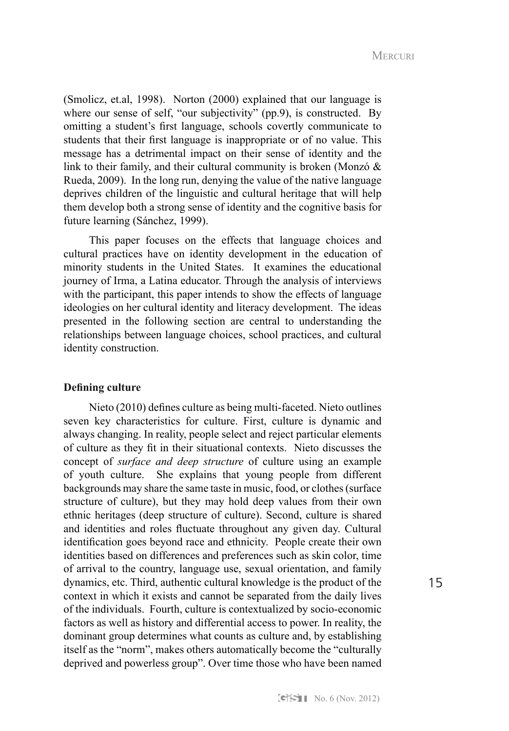(Smolicz, et.al, 1998). Norton (2000) explained that our language is where our sense of self, "our subjectivity" (pp.9), is constructed. By omitting a student's first language, schools covertly communicate to students that their first language is inappropriate or of no value. This message has a detrimental impact on their sense of identity and the link to their family, and their cultural community is broken (Monzó & Rueda, 2009). In the long run, denying the value of the native language deprives children of the linguistic and cultural heritage that will help them develop both a strong sense of identity and the cognitive basis for future learning (Sánchez, 1999).

This paper focuses on the effects that language choices and cultural practices have on identity development in the education of minority students in the United States. It examines the educational journey of Irma, a Latina educator. Through the analysis of interviews with the participant, this paper intends to show the effects of language ideologies on her cultural identity and literacy development. The ideas presented in the following section are central to understanding the relationships between language choices, school practices, and cultural identity construction.

**Defining culture**

Nieto (2010) defines culture as being multi-faceted. Nieto outlines seven key characteristics for culture. First, culture is dynamic and always changing. In reality, people select and reject particular elements of culture as they fit in their situational contexts. Nieto discusses the concept of *surface and deep structure* of culture using an example of youth culture. She explains that young people from different backgrounds may share the same taste in music, food, or clothes (surface structure of culture), but they may hold deep values from their own ethnic heritages (deep structure of culture). Second, culture is shared and identities and roles fluctuate throughout any given day. Cultural identification goes beyond race and ethnicity. People create their own identities based on differences and preferences such as skin color, time of arrival to the country, language use, sexual orientation, and family dynamics, etc. Third, authentic cultural knowledge is the product of the context in which it exists and cannot be separated from the daily lives of the individuals. Fourth, culture is contextualized by socio-economic factors as well as history and differential access to power. In reality, the dominant group determines what counts as culture and, by establishing itself as the "norm", makes others automatically become the "culturally deprived and powerless group". Over time those who have been named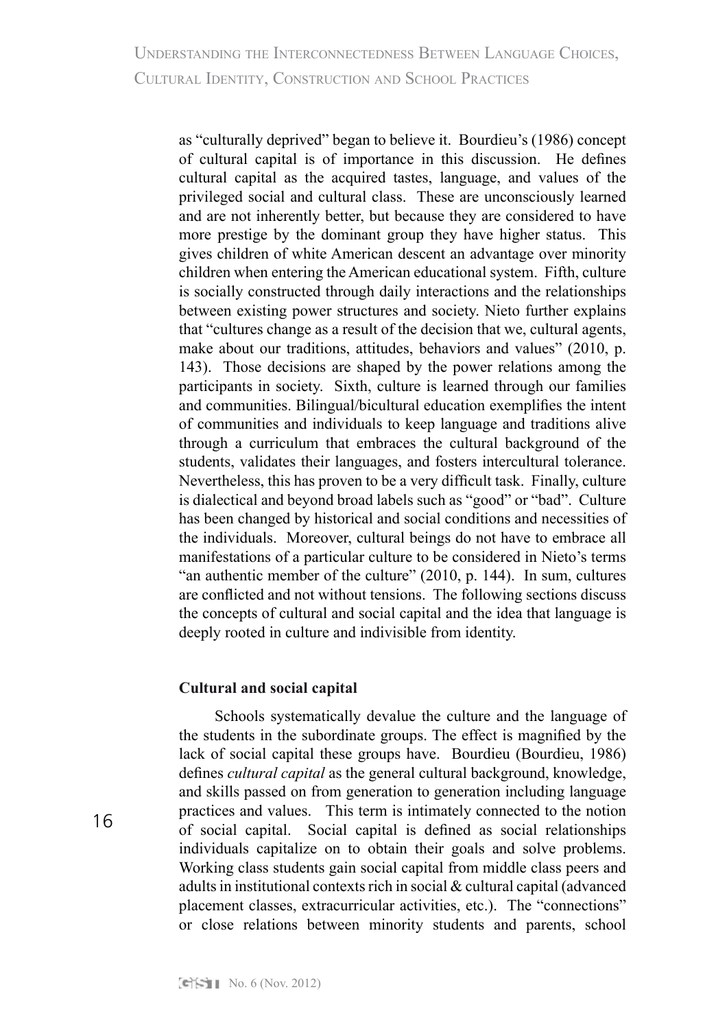as "culturally deprived" began to believe it. Bourdieu's (1986) concept of cultural capital is of importance in this discussion. He defines cultural capital as the acquired tastes, language, and values of the privileged social and cultural class. These are unconsciously learned and are not inherently better, but because they are considered to have more prestige by the dominant group they have higher status. This gives children of white American descent an advantage over minority children when entering the American educational system. Fifth, culture is socially constructed through daily interactions and the relationships between existing power structures and society. Nieto further explains that "cultures change as a result of the decision that we, cultural agents, make about our traditions, attitudes, behaviors and values" (2010, p. 143). Those decisions are shaped by the power relations among the participants in society. Sixth, culture is learned through our families and communities. Bilingual/bicultural education exemplifies the intent of communities and individuals to keep language and traditions alive through a curriculum that embraces the cultural background of the students, validates their languages, and fosters intercultural tolerance. Nevertheless, this has proven to be a very difficult task. Finally, culture is dialectical and beyond broad labels such as "good" or "bad". Culture has been changed by historical and social conditions and necessities of the individuals. Moreover, cultural beings do not have to embrace all manifestations of a particular culture to be considered in Nieto's terms "an authentic member of the culture" (2010, p. 144). In sum, cultures are conflicted and not without tensions. The following sections discuss the concepts of cultural and social capital and the idea that language is deeply rooted in culture and indivisible from identity.

**Cultural and social capital**

Schools systematically devalue the culture and the language of the students in the subordinate groups. The effect is magnified by the lack of social capital these groups have. Bourdieu (Bourdieu, 1986) defines *cultural capital* as the general cultural background, knowledge, and skills passed on from generation to generation including language practices and values. This term is intimately connected to the notion of social capital. Social capital is defined as social relationships individuals capitalize on to obtain their goals and solve problems. Working class students gain social capital from middle class peers and adults in institutional contexts rich in social & cultural capital (advanced placement classes, extracurricular activities, etc.). The "connections" or close relations between minority students and parents, school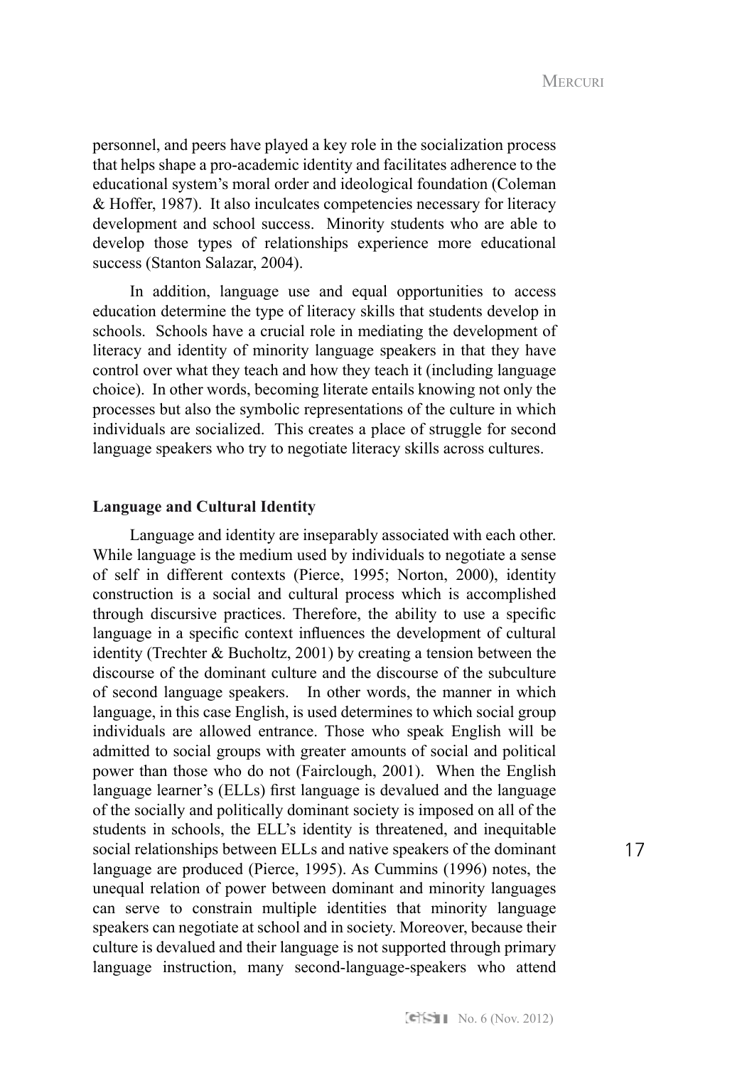personnel, and peers have played a key role in the socialization process that helps shape a pro-academic identity and facilitates adherence to the educational system's moral order and ideological foundation (Coleman & Hoffer, 1987). It also inculcates competencies necessary for literacy development and school success. Minority students who are able to develop those types of relationships experience more educational success (Stanton Salazar, 2004).

In addition, language use and equal opportunities to access education determine the type of literacy skills that students develop in schools. Schools have a crucial role in mediating the development of literacy and identity of minority language speakers in that they have control over what they teach and how they teach it (including language choice). In other words, becoming literate entails knowing not only the processes but also the symbolic representations of the culture in which individuals are socialized. This creates a place of struggle for second language speakers who try to negotiate literacy skills across cultures.

**Language and Cultural Identity**

Language and identity are inseparably associated with each other. While language is the medium used by individuals to negotiate a sense of self in different contexts (Pierce, 1995; Norton, 2000), identity construction is a social and cultural process which is accomplished through discursive practices. Therefore, the ability to use a specific language in a specific context influences the development of cultural identity (Trechter & Bucholtz, 2001) by creating a tension between the discourse of the dominant culture and the discourse of the subculture of second language speakers. In other words, the manner in which language, in this case English, is used determines to which social group individuals are allowed entrance. Those who speak English will be admitted to social groups with greater amounts of social and political power than those who do not (Fairclough, 2001). When the English language learner's (ELLs) first language is devalued and the language of the socially and politically dominant society is imposed on all of the students in schools, the ELL's identity is threatened, and inequitable social relationships between ELLs and native speakers of the dominant language are produced (Pierce, 1995). As Cummins (1996) notes, the unequal relation of power between dominant and minority languages can serve to constrain multiple identities that minority language speakers can negotiate at school and in society. Moreover, because their culture is devalued and their language is not supported through primary language instruction, many second-language-speakers who attend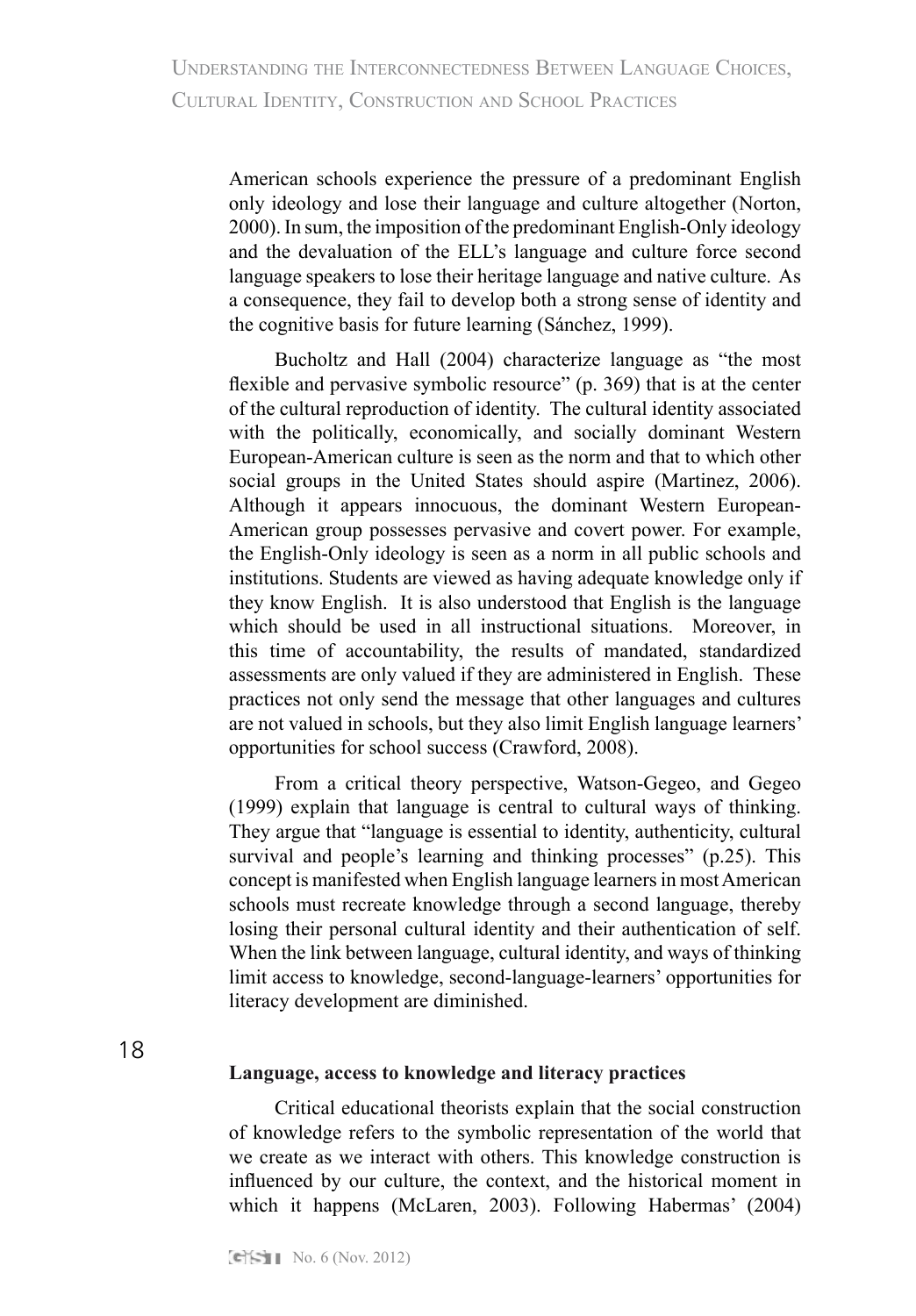American schools experience the pressure of a predominant English only ideology and lose their language and culture altogether (Norton, 2000). In sum, the imposition of the predominant English-Only ideology and the devaluation of the ELL's language and culture force second language speakers to lose their heritage language and native culture. As a consequence, they fail to develop both a strong sense of identity and the cognitive basis for future learning (Sánchez, 1999).

Bucholtz and Hall (2004) characterize language as "the most flexible and pervasive symbolic resource" (p. 369) that is at the center of the cultural reproduction of identity. The cultural identity associated with the politically, economically, and socially dominant Western European-American culture is seen as the norm and that to which other social groups in the United States should aspire (Martinez, 2006). Although it appears innocuous, the dominant Western European-American group possesses pervasive and covert power. For example, the English-Only ideology is seen as a norm in all public schools and institutions. Students are viewed as having adequate knowledge only if they know English. It is also understood that English is the language which should be used in all instructional situations. Moreover, in this time of accountability, the results of mandated, standardized assessments are only valued if they are administered in English. These practices not only send the message that other languages and cultures are not valued in schools, but they also limit English language learners' opportunities for school success (Crawford, 2008).

From a critical theory perspective, Watson-Gegeo, and Gegeo (1999) explain that language is central to cultural ways of thinking. They argue that "language is essential to identity, authenticity, cultural survival and people's learning and thinking processes" (p.25). This concept is manifested when English language learners in most American schools must recreate knowledge through a second language, thereby losing their personal cultural identity and their authentication of self. When the link between language, cultural identity, and ways of thinking limit access to knowledge, second-language-learners' opportunities for literacy development are diminished.

**Language, access to knowledge and literacy practices**

Critical educational theorists explain that the social construction of knowledge refers to the symbolic representation of the world that we create as we interact with others. This knowledge construction is influenced by our culture, the context, and the historical moment in which it happens (McLaren, 2003). Following Habermas' (2004)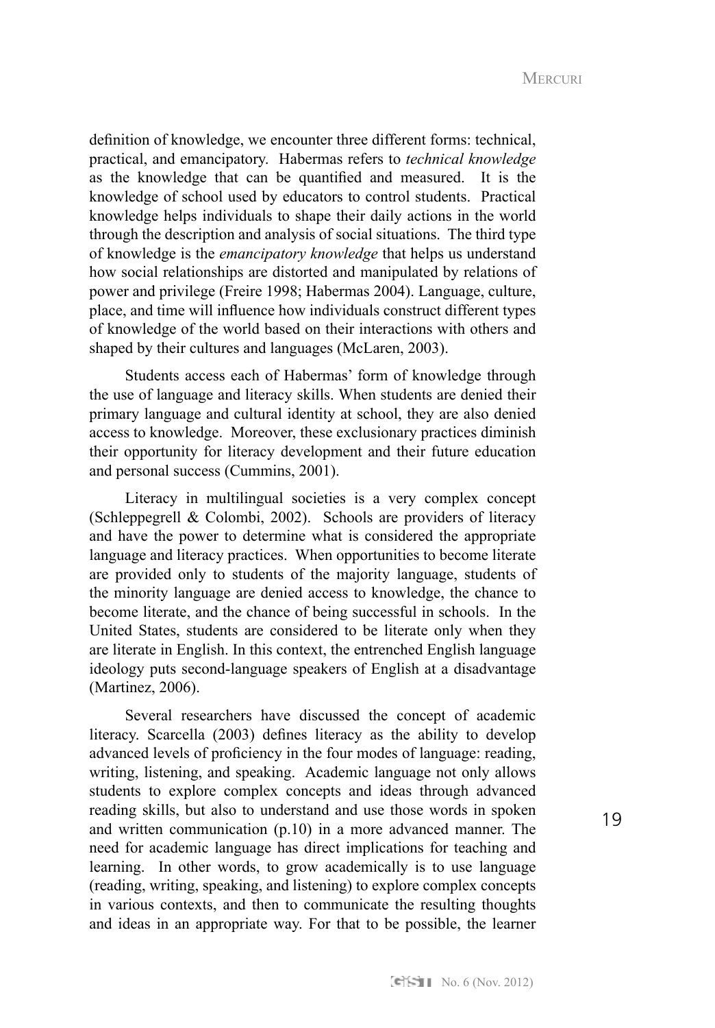definition of knowledge, we encounter three different forms: technical, practical, and emancipatory. Habermas refers to *technical knowledge* as the knowledge that can be quantified and measured. It is the knowledge of school used by educators to control students. Practical knowledge helps individuals to shape their daily actions in the world through the description and analysis of social situations. The third type of knowledge is the *emancipatory knowledge* that helps us understand how social relationships are distorted and manipulated by relations of power and privilege (Freire 1998; Habermas 2004). Language, culture, place, and time will influence how individuals construct different types of knowledge of the world based on their interactions with others and shaped by their cultures and languages (McLaren, 2003).

Students access each of Habermas' form of knowledge through the use of language and literacy skills. When students are denied their primary language and cultural identity at school, they are also denied access to knowledge. Moreover, these exclusionary practices diminish their opportunity for literacy development and their future education and personal success (Cummins, 2001).

Literacy in multilingual societies is a very complex concept (Schleppegrell & Colombi, 2002). Schools are providers of literacy and have the power to determine what is considered the appropriate language and literacy practices. When opportunities to become literate are provided only to students of the majority language, students of the minority language are denied access to knowledge, the chance to become literate, and the chance of being successful in schools. In the United States, students are considered to be literate only when they are literate in English. In this context, the entrenched English language ideology puts second-language speakers of English at a disadvantage (Martinez, 2006).

Several researchers have discussed the concept of academic literacy. Scarcella (2003) defines literacy as the ability to develop advanced levels of proficiency in the four modes of language: reading, writing, listening, and speaking. Academic language not only allows students to explore complex concepts and ideas through advanced reading skills, but also to understand and use those words in spoken and written communication (p.10) in a more advanced manner. The need for academic language has direct implications for teaching and learning. In other words, to grow academically is to use language (reading, writing, speaking, and listening) to explore complex concepts in various contexts, and then to communicate the resulting thoughts and ideas in an appropriate way. For that to be possible, the learner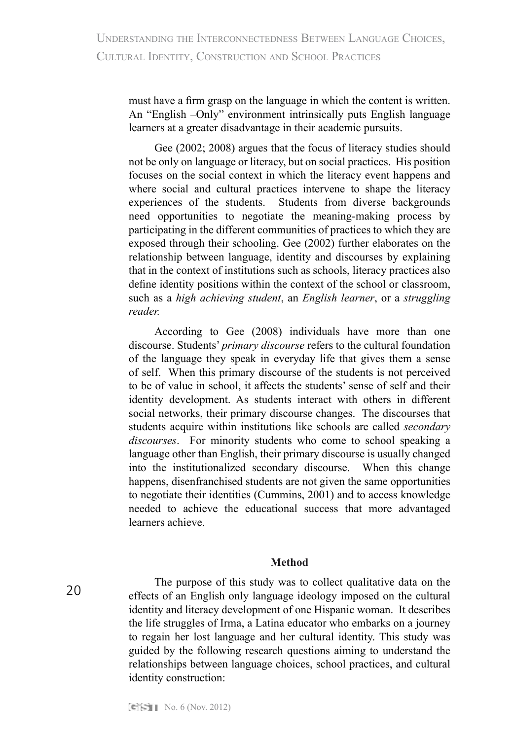must have a firm grasp on the language in which the content is written. An "English –Only" environment intrinsically puts English language learners at a greater disadvantage in their academic pursuits.

Gee (2002; 2008) argues that the focus of literacy studies should not be only on language or literacy, but on social practices. His position focuses on the social context in which the literacy event happens and where social and cultural practices intervene to shape the literacy experiences of the students. Students from diverse backgrounds need opportunities to negotiate the meaning-making process by participating in the different communities of practices to which they are exposed through their schooling. Gee (2002) further elaborates on the relationship between language, identity and discourses by explaining that in the context of institutions such as schools, literacy practices also define identity positions within the context of the school or classroom, such as a *high achieving student*, an *English learner*, or a *struggling reader.*

According to Gee (2008) individuals have more than one discourse. Students' *primary discourse* refers to the cultural foundation of the language they speak in everyday life that gives them a sense of self. When this primary discourse of the students is not perceived to be of value in school, it affects the students' sense of self and their identity development. As students interact with others in different social networks, their primary discourse changes. The discourses that students acquire within institutions like schools are called *secondary discourses*. For minority students who come to school speaking a language other than English, their primary discourse is usually changed into the institutionalized secondary discourse. When this change happens, disenfranchised students are not given the same opportunities to negotiate their identities (Cummins, 2001) and to access knowledge needed to achieve the educational success that more advantaged learners achieve.

## Method

The purpose of this study was to collect qualitative data on the effects of an English only language ideology imposed on the cultural identity and literacy development of one Hispanic woman. It describes the life struggles of Irma, a Latina educator who embarks on a journey to regain her lost language and her cultural identity. This study was guided by the following research questions aiming to understand the relationships between language choices, school practices, and cultural identity construction: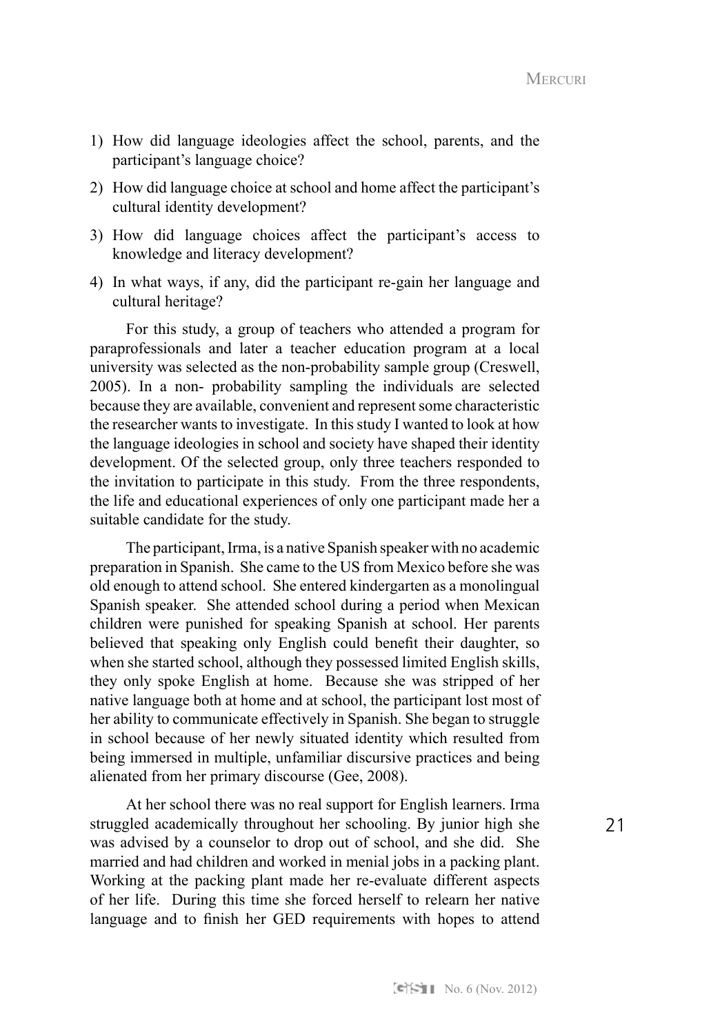1) How did language ideologies affect the school, parents, and the participant's language choice?

2) How did language choice at school and home affect the participant's cultural identity development?

3) How did language choices affect the participant's access to knowledge and literacy development?

4) In what ways, if any, did the participant re-gain her language and cultural heritage?

For this study, a group of teachers who attended a program for paraprofessionals and later a teacher education program at a local university was selected as the non-probability sample group (Creswell, 2005). In a non- probability sampling the individuals are selected because they are available, convenient and represent some characteristic the researcher wants to investigate. In this study I wanted to look at how the language ideologies in school and society have shaped their identity development. Of the selected group, only three teachers responded to the invitation to participate in this study. From the three respondents, the life and educational experiences of only one participant made her a suitable candidate for the study.

The participant, Irma, is a native Spanish speaker with no academic preparation in Spanish. She came to the US from Mexico before she was old enough to attend school. She entered kindergarten as a monolingual Spanish speaker. She attended school during a period when Mexican children were punished for speaking Spanish at school. Her parents believed that speaking only English could benefit their daughter, so when she started school, although they possessed limited English skills, they only spoke English at home. Because she was stripped of her native language both at home and at school, the participant lost most of her ability to communicate effectively in Spanish. She began to struggle in school because of her newly situated identity which resulted from being immersed in multiple, unfamiliar discursive practices and being alienated from her primary discourse (Gee, 2008).

At her school there was no real support for English learners. Irma struggled academically throughout her schooling. By junior high she was advised by a counselor to drop out of school, and she did. She married and had children and worked in menial jobs in a packing plant. Working at the packing plant made her re-evaluate different aspects of her life. During this time she forced herself to relearn her native language and to finish her GED requirements with hopes to attend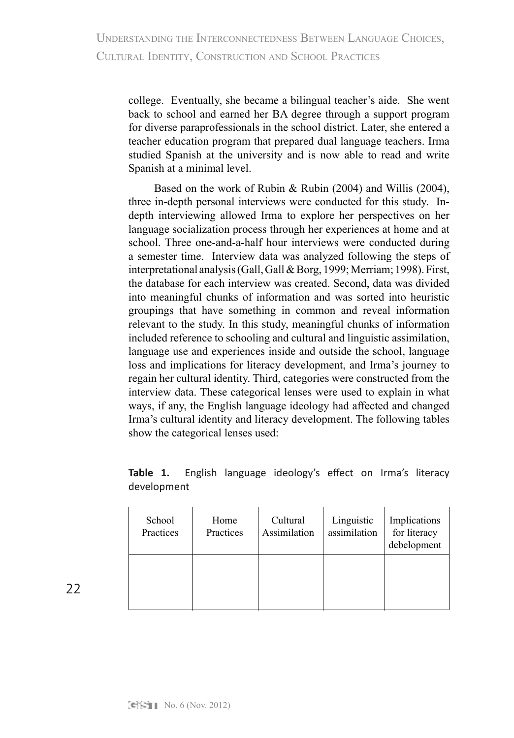college. Eventually, she became a bilingual teacher's aide. She went back to school and earned her BA degree through a support program for diverse paraprofessionals in the school district. Later, she entered a teacher education program that prepared dual language teachers. Irma studied Spanish at the university and is now able to read and write Spanish at a minimal level.

Based on the work of Rubin & Rubin (2004) and Willis (2004), three in-depth personal interviews were conducted for this study. In-depth interviewing allowed Irma to explore her perspectives on her language socialization process through her experiences at home and at school. Three one-and-a-half hour interviews were conducted during a semester time. Interview data was analyzed following the steps of interpretational analysis (Gall, Gall & Borg, 1999; Merriam; 1998). First, the database for each interview was created. Second, data was divided into meaningful chunks of information and was sorted into heuristic groupings that have something in common and reveal information relevant to the study. In this study, meaningful chunks of information included reference to schooling and cultural and linguistic assimilation, language use and experiences inside and outside the school, language loss and implications for literacy development, and Irma's journey to regain her cultural identity. Third, categories were constructed from the interview data. These categorical lenses were used to explain in what ways, if any, the English language ideology had affected and changed Irma's cultural identity and literacy development. The following tables show the categorical lenses used:

**Table 1.** English language ideology's effect on Irma's literacy development

| School Practices | Home Practices | Cultural Assimilation | Linguistic assimilation | Implications for literacy debelopment |
|---|---|---|---|---|
| | | | | |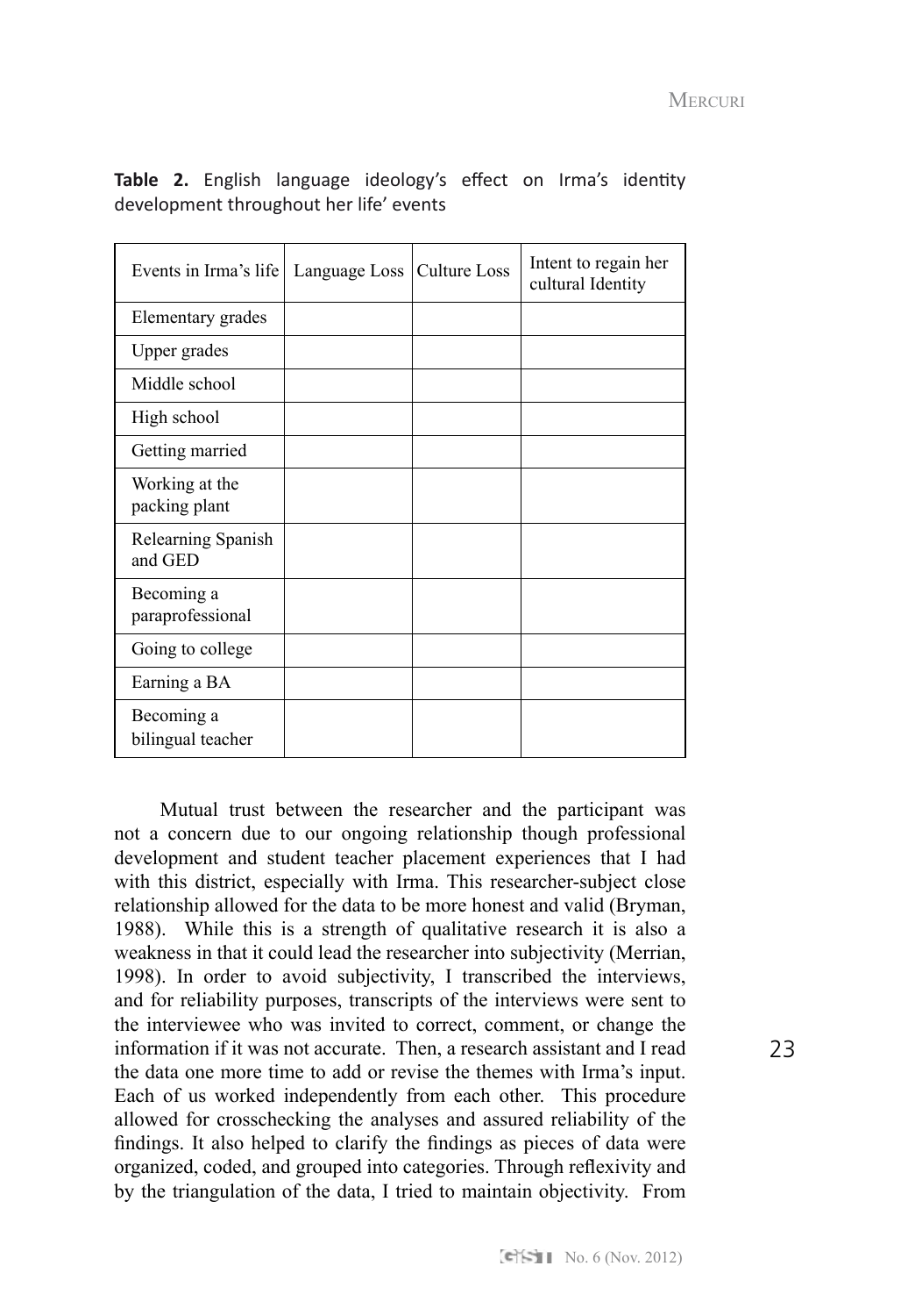**Table 2.** English language ideology's effect on Irma's identity development throughout her life' events

| Events in Irma's life | Language Loss | Culture Loss | Intent to regain her cultural Identity |
|---|---|---|---|
| Elementary grades | | | |
| Upper grades | | | |
| Middle school | | | |
| High school | | | |
| Getting married | | | |
| Working at the packing plant | | | |
| Relearning Spanish and GED | | | |
| Becoming a paraprofessional | | | |
| Going to college | | | |
| Earning a BA | | | |
| Becoming a bilingual teacher | | | |

Mutual trust between the researcher and the participant was not a concern due to our ongoing relationship though professional development and student teacher placement experiences that I had with this district, especially with Irma. This researcher-subject close relationship allowed for the data to be more honest and valid (Bryman, 1988). While this is a strength of qualitative research it is also a weakness in that it could lead the researcher into subjectivity (Merrian, 1998). In order to avoid subjectivity, I transcribed the interviews, and for reliability purposes, transcripts of the interviews were sent to the interviewee who was invited to correct, comment, or change the information if it was not accurate. Then, a research assistant and I read the data one more time to add or revise the themes with Irma's input. Each of us worked independently from each other. This procedure allowed for crosschecking the analyses and assured reliability of the findings. It also helped to clarify the findings as pieces of data were organized, coded, and grouped into categories. Through reflexivity and by the triangulation of the data, I tried to maintain objectivity. From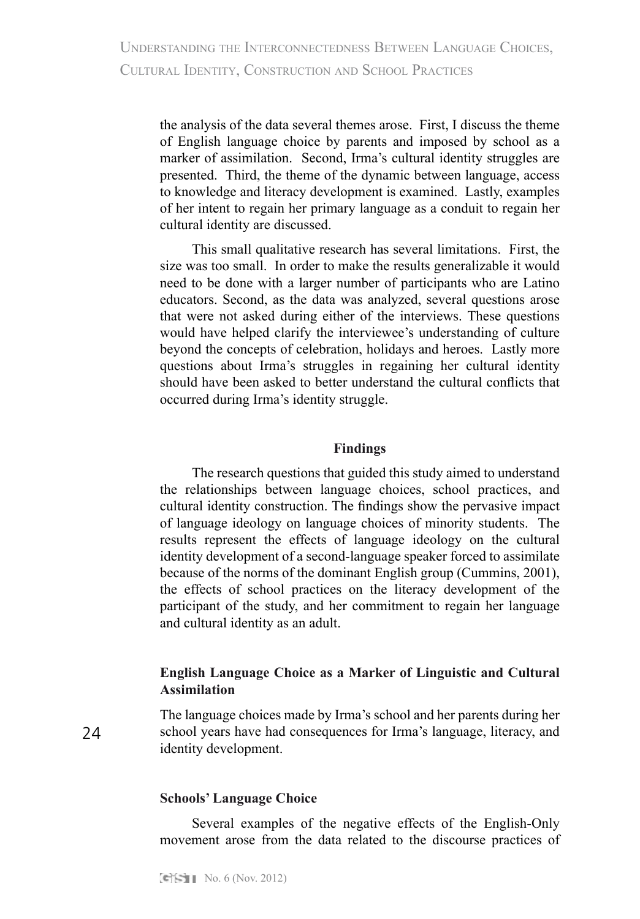the analysis of the data several themes arose. First, I discuss the theme of English language choice by parents and imposed by school as a marker of assimilation. Second, Irma's cultural identity struggles are presented. Third, the theme of the dynamic between language, access to knowledge and literacy development is examined. Lastly, examples of her intent to regain her primary language as a conduit to regain her cultural identity are discussed.

This small qualitative research has several limitations. First, the size was too small. In order to make the results generalizable it would need to be done with a larger number of participants who are Latino educators. Second, as the data was analyzed, several questions arose that were not asked during either of the interviews. These questions would have helped clarify the interviewee's understanding of culture beyond the concepts of celebration, holidays and heroes. Lastly more questions about Irma's struggles in regaining her cultural identity should have been asked to better understand the cultural conflicts that occurred during Irma's identity struggle.

## Findings

The research questions that guided this study aimed to understand the relationships between language choices, school practices, and cultural identity construction. The findings show the pervasive impact of language ideology on language choices of minority students. The results represent the effects of language ideology on the cultural identity development of a second-language speaker forced to assimilate because of the norms of the dominant English group (Cummins, 2001), the effects of school practices on the literacy development of the participant of the study, and her commitment to regain her language and cultural identity as an adult.

### English Language Choice as a Marker of Linguistic and Cultural Assimilation

The language choices made by Irma's school and her parents during her school years have had consequences for Irma's language, literacy, and identity development.

### Schools' Language Choice

Several examples of the negative effects of the English-Only movement arose from the data related to the discourse practices of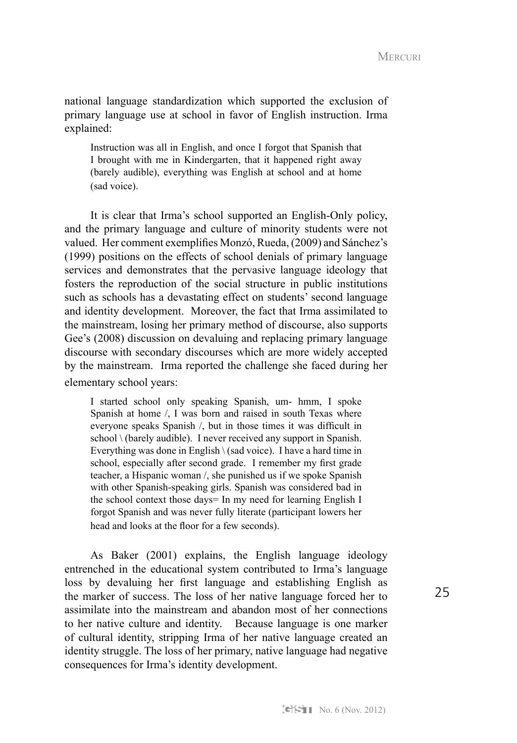national language standardization which supported the exclusion of primary language use at school in favor of English instruction. Irma explained:

> Instruction was all in English, and once I forgot that Spanish that I brought with me in Kindergarten, that it happened right away (barely audible), everything was English at school and at home (sad voice).

It is clear that Irma's school supported an English-Only policy, and the primary language and culture of minority students were not valued. Her comment exemplifies Monzó, Rueda, (2009) and Sánchez's (1999) positions on the effects of school denials of primary language services and demonstrates that the pervasive language ideology that fosters the reproduction of the social structure in public institutions such as schools has a devastating effect on students' second language and identity development. Moreover, the fact that Irma assimilated to the mainstream, losing her primary method of discourse, also supports Gee's (2008) discussion on devaluing and replacing primary language discourse with secondary discourses which are more widely accepted by the mainstream. Irma reported the challenge she faced during her elementary school years:

> I started school only speaking Spanish, um- hmm, I spoke Spanish at home /, I was born and raised in south Texas where everyone speaks Spanish /, but in those times it was difficult in school \ (barely audible). I never received any support in Spanish. Everything was done in English \ (sad voice). I have a hard time in school, especially after second grade. I remember my first grade teacher, a Hispanic woman /, she punished us if we spoke Spanish with other Spanish-speaking girls. Spanish was considered bad in the school context those days= In my need for learning English I forgot Spanish and was never fully literate (participant lowers her head and looks at the floor for a few seconds).

As Baker (2001) explains, the English language ideology entrenched in the educational system contributed to Irma's language loss by devaluing her first language and establishing English as the marker of success. The loss of her native language forced her to assimilate into the mainstream and abandon most of her connections to her native culture and identity. Because language is one marker of cultural identity, stripping Irma of her native language created an identity struggle. The loss of her primary, native language had negative consequences for Irma's identity development.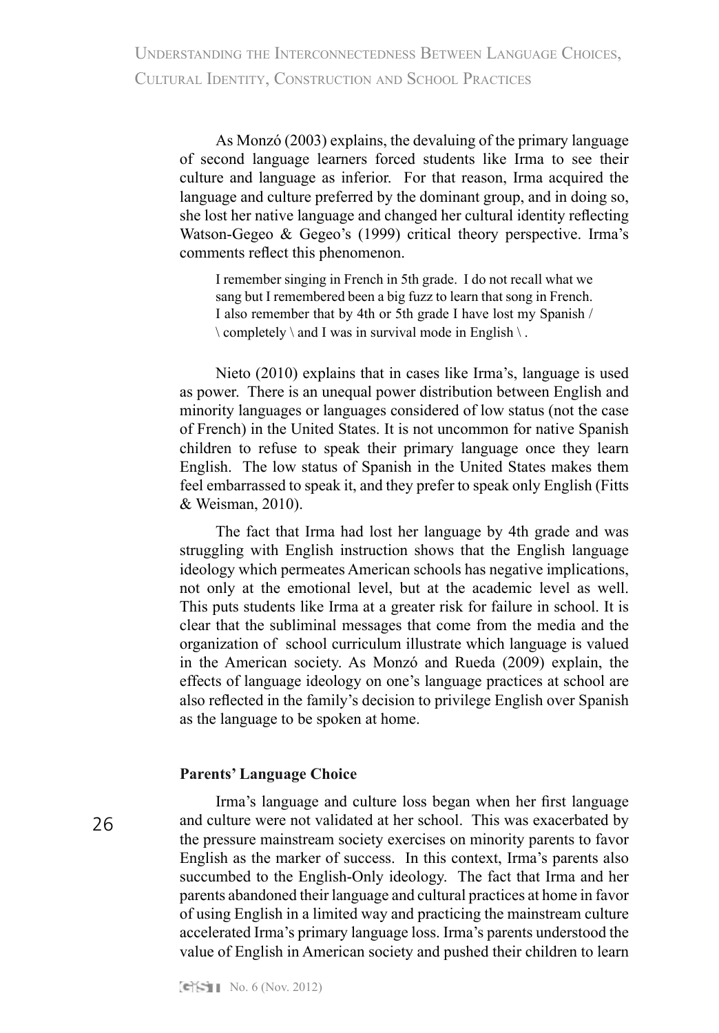As Monzó (2003) explains, the devaluing of the primary language of second language learners forced students like Irma to see their culture and language as inferior. For that reason, Irma acquired the language and culture preferred by the dominant group, and in doing so, she lost her native language and changed her cultural identity reflecting Watson-Gegeo & Gegeo's (1999) critical theory perspective. Irma's comments reflect this phenomenon.

> I remember singing in French in 5th grade. I do not recall what we sang but I remembered been a big fuzz to learn that song in French. I also remember that by 4th or 5th grade I have lost my Spanish / \ completely \ and I was in survival mode in English \ .

Nieto (2010) explains that in cases like Irma's, language is used as power. There is an unequal power distribution between English and minority languages or languages considered of low status (not the case of French) in the United States. It is not uncommon for native Spanish children to refuse to speak their primary language once they learn English. The low status of Spanish in the United States makes them feel embarrassed to speak it, and they prefer to speak only English (Fitts & Weisman, 2010).

The fact that Irma had lost her language by 4th grade and was struggling with English instruction shows that the English language ideology which permeates American schools has negative implications, not only at the emotional level, but at the academic level as well. This puts students like Irma at a greater risk for failure in school. It is clear that the subliminal messages that come from the media and the organization of school curriculum illustrate which language is valued in the American society. As Monzó and Rueda (2009) explain, the effects of language ideology on one's language practices at school are also reflected in the family's decision to privilege English over Spanish as the language to be spoken at home.

### Parents' Language Choice

Irma's language and culture loss began when her first language and culture were not validated at her school. This was exacerbated by the pressure mainstream society exercises on minority parents to favor English as the marker of success. In this context, Irma's parents also succumbed to the English-Only ideology. The fact that Irma and her parents abandoned their language and cultural practices at home in favor of using English in a limited way and practicing the mainstream culture accelerated Irma's primary language loss. Irma's parents understood the value of English in American society and pushed their children to learn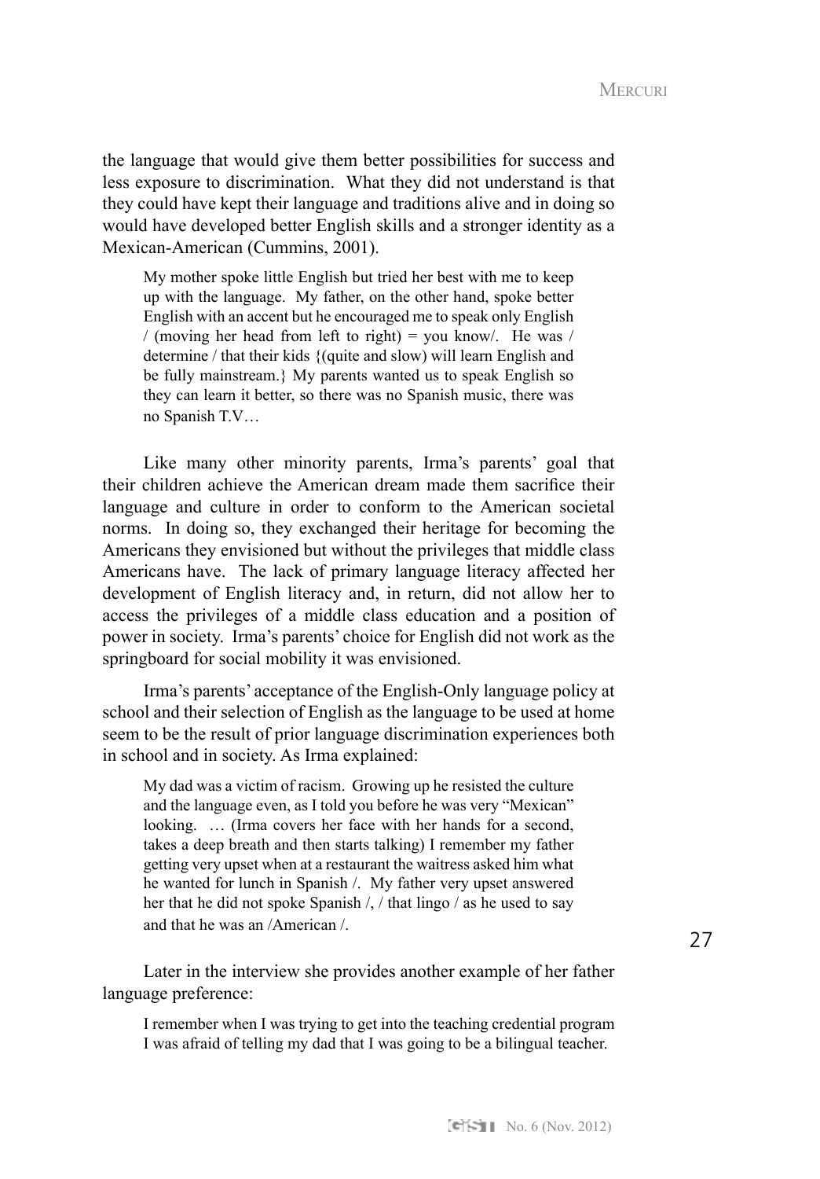the language that would give them better possibilities for success and less exposure to discrimination. What they did not understand is that they could have kept their language and traditions alive and in doing so would have developed better English skills and a stronger identity as a Mexican-American (Cummins, 2001).

> My mother spoke little English but tried her best with me to keep up with the language. My father, on the other hand, spoke better English with an accent but he encouraged me to speak only English / (moving her head from left to right) = you know/. He was / determine / that their kids {(quite and slow) will learn English and be fully mainstream.} My parents wanted us to speak English so they can learn it better, so there was no Spanish music, there was no Spanish T.V…

Like many other minority parents, Irma's parents' goal that their children achieve the American dream made them sacrifice their language and culture in order to conform to the American societal norms. In doing so, they exchanged their heritage for becoming the Americans they envisioned but without the privileges that middle class Americans have. The lack of primary language literacy affected her development of English literacy and, in return, did not allow her to access the privileges of a middle class education and a position of power in society. Irma's parents' choice for English did not work as the springboard for social mobility it was envisioned.

Irma's parents' acceptance of the English-Only language policy at school and their selection of English as the language to be used at home seem to be the result of prior language discrimination experiences both in school and in society. As Irma explained:

> My dad was a victim of racism. Growing up he resisted the culture and the language even, as I told you before he was very "Mexican" looking. … (Irma covers her face with her hands for a second, takes a deep breath and then starts talking) I remember my father getting very upset when at a restaurant the waitress asked him what he wanted for lunch in Spanish /. My father very upset answered her that he did not spoke Spanish /, / that lingo / as he used to say and that he was an /American /.

Later in the interview she provides another example of her father language preference:

> I remember when I was trying to get into the teaching credential program I was afraid of telling my dad that I was going to be a bilingual teacher.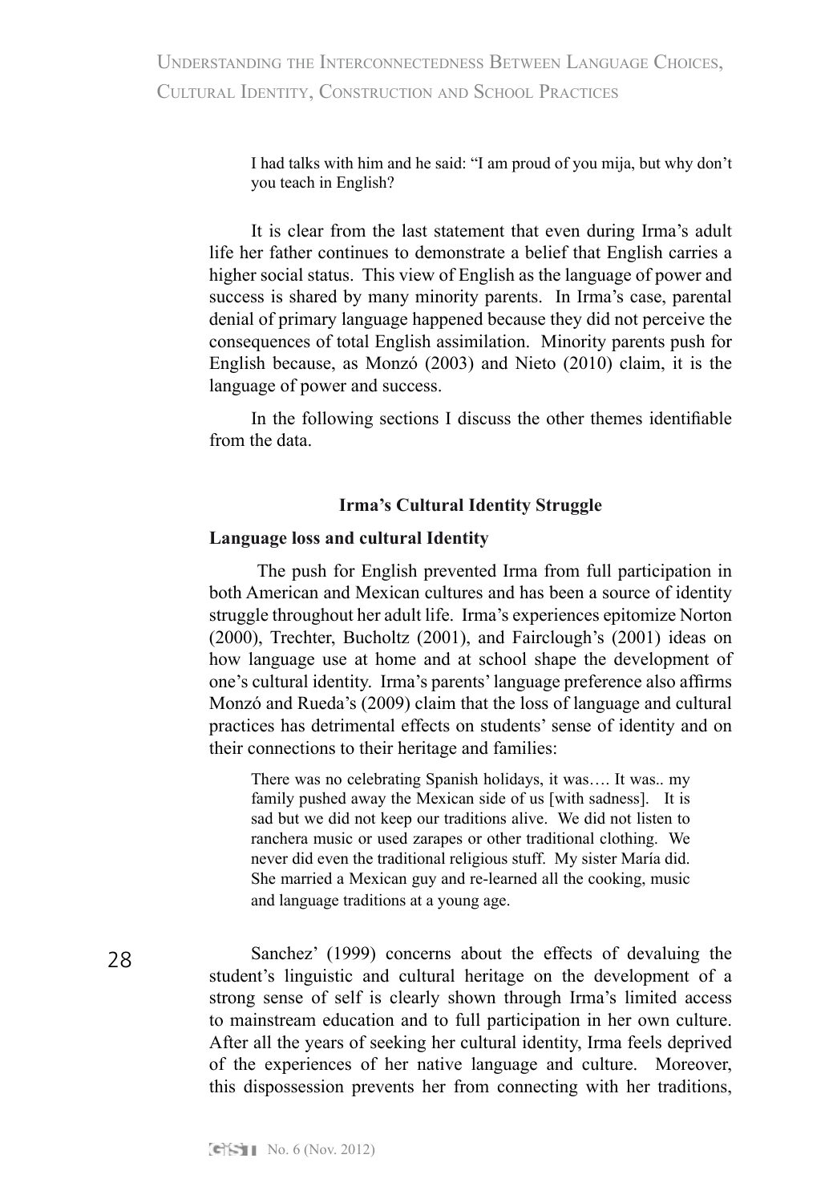> I had talks with him and he said: "I am proud of you mija, but why don't you teach in English?

It is clear from the last statement that even during Irma's adult life her father continues to demonstrate a belief that English carries a higher social status. This view of English as the language of power and success is shared by many minority parents. In Irma's case, parental denial of primary language happened because they did not perceive the consequences of total English assimilation. Minority parents push for English because, as Monzó (2003) and Nieto (2010) claim, it is the language of power and success.

In the following sections I discuss the other themes identifiable from the data.

## Irma's Cultural Identity Struggle

### Language loss and cultural Identity

The push for English prevented Irma from full participation in both American and Mexican cultures and has been a source of identity struggle throughout her adult life. Irma's experiences epitomize Norton (2000), Trechter, Bucholtz (2001), and Fairclough's (2001) ideas on how language use at home and at school shape the development of one's cultural identity. Irma's parents' language preference also affirms Monzó and Rueda's (2009) claim that the loss of language and cultural practices has detrimental effects on students' sense of identity and on their connections to their heritage and families:

> There was no celebrating Spanish holidays, it was…. It was.. my family pushed away the Mexican side of us [with sadness]. It is sad but we did not keep our traditions alive. We did not listen to ranchera music or used zarapes or other traditional clothing. We never did even the traditional religious stuff. My sister María did. She married a Mexican guy and re-learned all the cooking, music and language traditions at a young age.

Sanchez' (1999) concerns about the effects of devaluing the student's linguistic and cultural heritage on the development of a strong sense of self is clearly shown through Irma's limited access to mainstream education and to full participation in her own culture. After all the years of seeking her cultural identity, Irma feels deprived of the experiences of her native language and culture. Moreover, this dispossession prevents her from connecting with her traditions,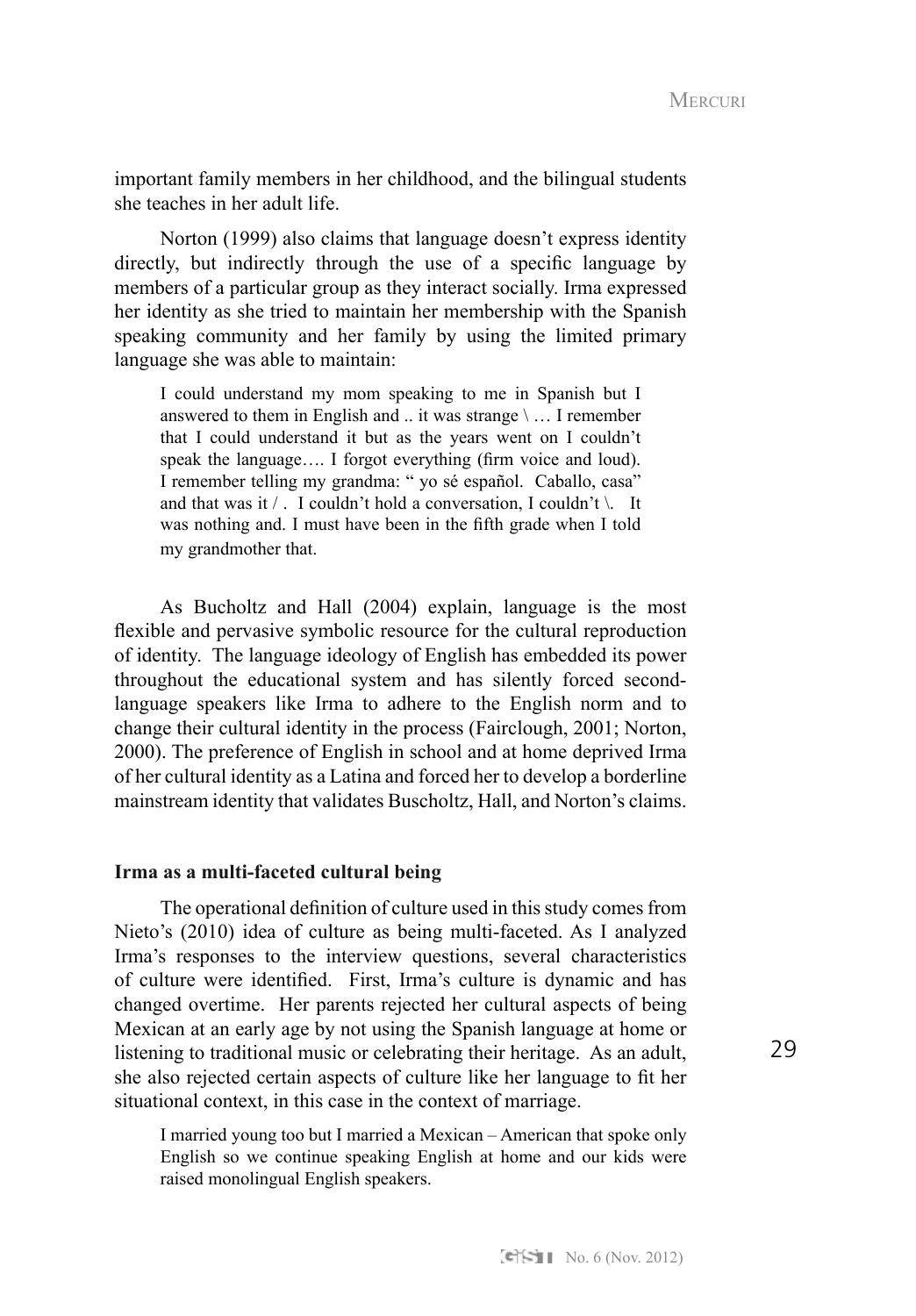important family members in her childhood, and the bilingual students she teaches in her adult life.

Norton (1999) also claims that language doesn't express identity directly, but indirectly through the use of a specific language by members of a particular group as they interact socially. Irma expressed her identity as she tried to maintain her membership with the Spanish speaking community and her family by using the limited primary language she was able to maintain:

> I could understand my mom speaking to me in Spanish but I answered to them in English and .. it was strange \ … I remember that I could understand it but as the years went on I couldn't speak the language…. I forgot everything (firm voice and loud). I remember telling my grandma: " yo sé español. Caballo, casa" and that was it / . I couldn't hold a conversation, I couldn't \. It was nothing and. I must have been in the fifth grade when I told my grandmother that.

As Bucholtz and Hall (2004) explain, language is the most flexible and pervasive symbolic resource for the cultural reproduction of identity. The language ideology of English has embedded its power throughout the educational system and has silently forced second-language speakers like Irma to adhere to the English norm and to change their cultural identity in the process (Fairclough, 2001; Norton, 2000). The preference of English in school and at home deprived Irma of her cultural identity as a Latina and forced her to develop a borderline mainstream identity that validates Buscholtz, Hall, and Norton's claims.

**Irma as a multi-faceted cultural being**

The operational definition of culture used in this study comes from Nieto's (2010) idea of culture as being multi-faceted. As I analyzed Irma's responses to the interview questions, several characteristics of culture were identified. First, Irma's culture is dynamic and has changed overtime. Her parents rejected her cultural aspects of being Mexican at an early age by not using the Spanish language at home or listening to traditional music or celebrating their heritage. As an adult, she also rejected certain aspects of culture like her language to fit her situational context, in this case in the context of marriage.

> I married young too but I married a Mexican – American that spoke only English so we continue speaking English at home and our kids were raised monolingual English speakers.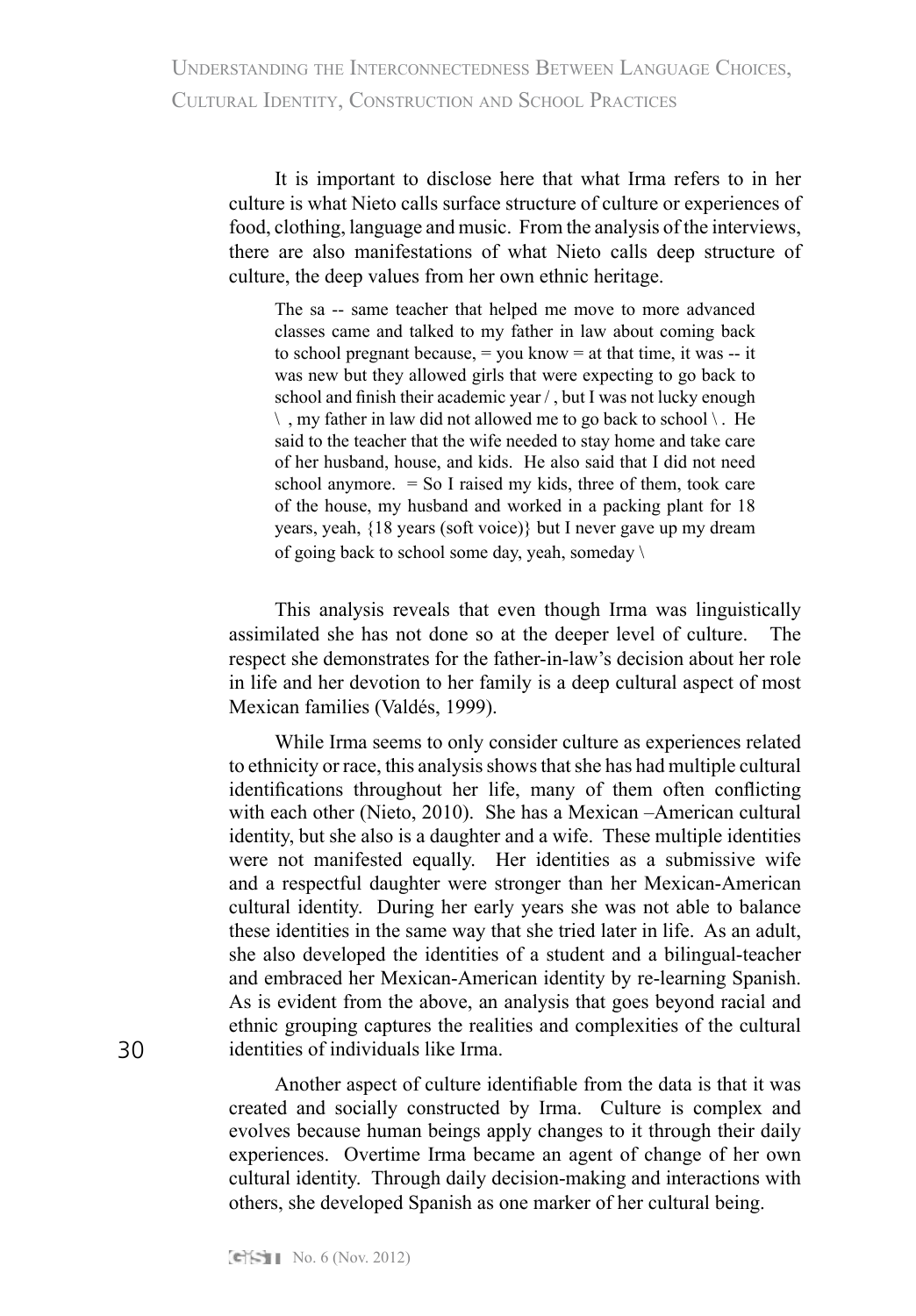It is important to disclose here that what Irma refers to in her culture is what Nieto calls surface structure of culture or experiences of food, clothing, language and music. From the analysis of the interviews, there are also manifestations of what Nieto calls deep structure of culture, the deep values from her own ethnic heritage.

> The sa -- same teacher that helped me move to more advanced classes came and talked to my father in law about coming back to school pregnant because, = you know = at that time, it was -- it was new but they allowed girls that were expecting to go back to school and finish their academic year / , but I was not lucky enough \ , my father in law did not allowed me to go back to school \ . He said to the teacher that the wife needed to stay home and take care of her husband, house, and kids. He also said that I did not need school anymore. = So I raised my kids, three of them, took care of the house, my husband and worked in a packing plant for 18 years, yeah, {18 years (soft voice)} but I never gave up my dream of going back to school some day, yeah, someday \

This analysis reveals that even though Irma was linguistically assimilated she has not done so at the deeper level of culture. The respect she demonstrates for the father-in-law's decision about her role in life and her devotion to her family is a deep cultural aspect of most Mexican families (Valdés, 1999).

While Irma seems to only consider culture as experiences related to ethnicity or race, this analysis shows that she has had multiple cultural identifications throughout her life, many of them often conflicting with each other (Nieto, 2010). She has a Mexican –American cultural identity, but she also is a daughter and a wife. These multiple identities were not manifested equally. Her identities as a submissive wife and a respectful daughter were stronger than her Mexican-American cultural identity. During her early years she was not able to balance these identities in the same way that she tried later in life. As an adult, she also developed the identities of a student and a bilingual-teacher and embraced her Mexican-American identity by re-learning Spanish. As is evident from the above, an analysis that goes beyond racial and ethnic grouping captures the realities and complexities of the cultural identities of individuals like Irma.

Another aspect of culture identifiable from the data is that it was created and socially constructed by Irma. Culture is complex and evolves because human beings apply changes to it through their daily experiences. Overtime Irma became an agent of change of her own cultural identity. Through daily decision-making and interactions with others, she developed Spanish as one marker of her cultural being.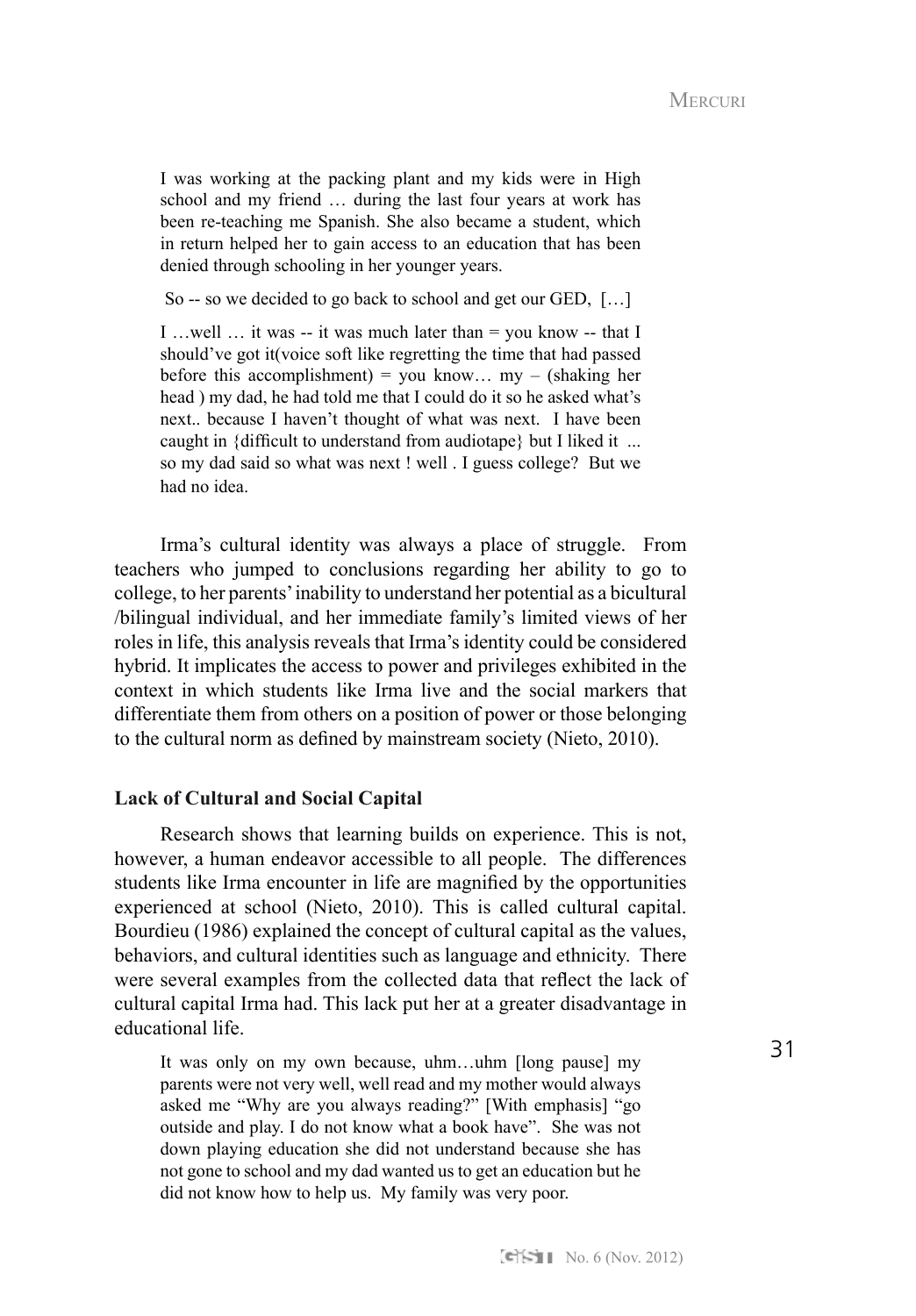> I was working at the packing plant and my kids were in High school and my friend … during the last four years at work has been re-teaching me Spanish. She also became a student, which in return helped her to gain access to an education that has been denied through schooling in her younger years.
>
> So -- so we decided to go back to school and get our GED, […]
>
> I …well … it was -- it was much later than = you know -- that I should've got it(voice soft like regretting the time that had passed before this accomplishment) = you know… my – (shaking her head ) my dad, he had told me that I could do it so he asked what's next.. because I haven't thought of what was next. I have been caught in {difficult to understand from audiotape} but I liked it ... so my dad said so what was next ! well . I guess college? But we had no idea.

Irma's cultural identity was always a place of struggle. From teachers who jumped to conclusions regarding her ability to go to college, to her parents' inability to understand her potential as a bicultural /bilingual individual, and her immediate family's limited views of her roles in life, this analysis reveals that Irma's identity could be considered hybrid. It implicates the access to power and privileges exhibited in the context in which students like Irma live and the social markers that differentiate them from others on a position of power or those belonging to the cultural norm as defined by mainstream society (Nieto, 2010).

**Lack of Cultural and Social Capital**

Research shows that learning builds on experience. This is not, however, a human endeavor accessible to all people. The differences students like Irma encounter in life are magnified by the opportunities experienced at school (Nieto, 2010). This is called cultural capital. Bourdieu (1986) explained the concept of cultural capital as the values, behaviors, and cultural identities such as language and ethnicity. There were several examples from the collected data that reflect the lack of cultural capital Irma had. This lack put her at a greater disadvantage in educational life.

> It was only on my own because, uhm…uhm [long pause] my parents were not very well, well read and my mother would always asked me "Why are you always reading?" [With emphasis] "go outside and play. I do not know what a book have". She was not down playing education she did not understand because she has not gone to school and my dad wanted us to get an education but he did not know how to help us. My family was very poor.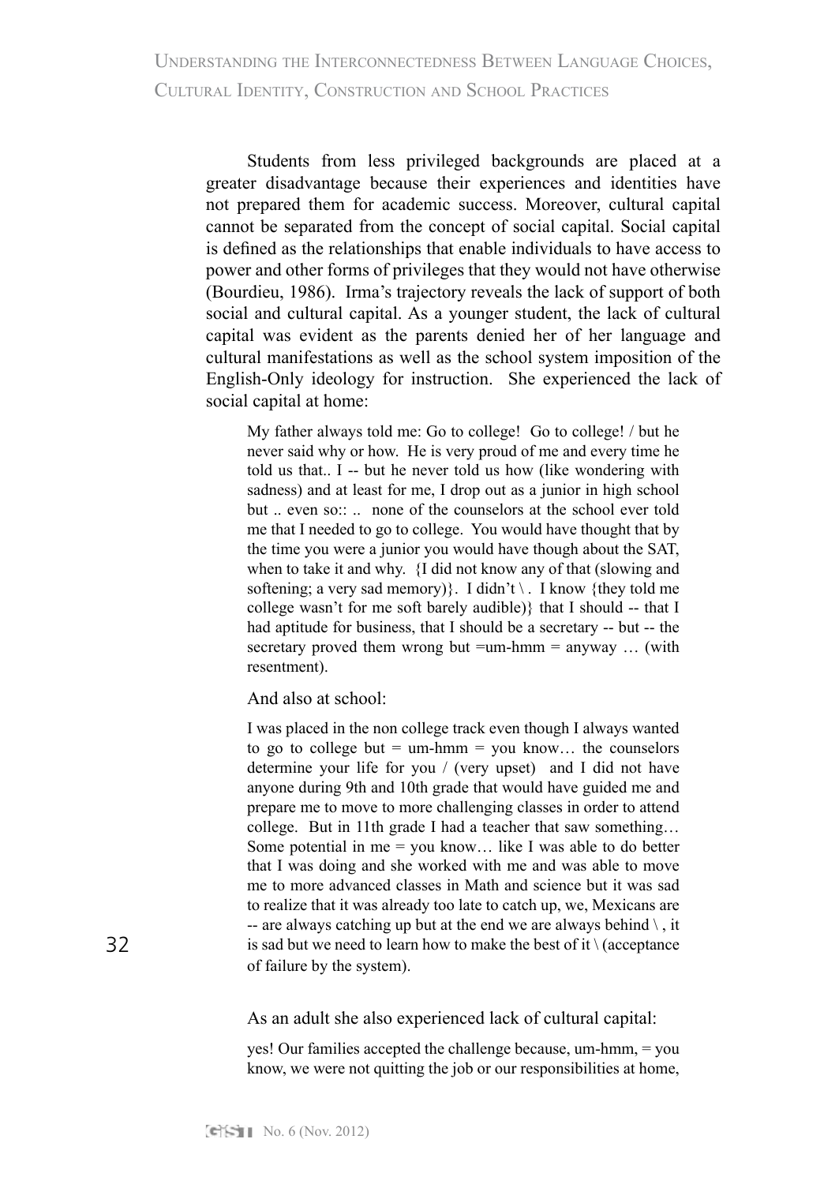Students from less privileged backgrounds are placed at a greater disadvantage because their experiences and identities have not prepared them for academic success. Moreover, cultural capital cannot be separated from the concept of social capital. Social capital is defined as the relationships that enable individuals to have access to power and other forms of privileges that they would not have otherwise (Bourdieu, 1986). Irma's trajectory reveals the lack of support of both social and cultural capital. As a younger student, the lack of cultural capital was evident as the parents denied her of her language and cultural manifestations as well as the school system imposition of the English-Only ideology for instruction. She experienced the lack of social capital at home:

> My father always told me: Go to college! Go to college! / but he never said why or how. He is very proud of me and every time he told us that.. I -- but he never told us how (like wondering with sadness) and at least for me, I drop out as a junior in high school but .. even so:: .. none of the counselors at the school ever told me that I needed to go to college. You would have thought that by the time you were a junior you would have though about the SAT, when to take it and why. {I did not know any of that (slowing and softening; a very sad memory)}. I didn't \ . I know {they told me college wasn't for me soft barely audible)} that I should -- that I had aptitude for business, that I should be a secretary -- but -- the secretary proved them wrong but =um-hmm = anyway … (with resentment).

And also at school:

> I was placed in the non college track even though I always wanted to go to college but = um-hmm = you know… the counselors determine your life for you / (very upset) and I did not have anyone during 9th and 10th grade that would have guided me and prepare me to move to more challenging classes in order to attend college. But in 11th grade I had a teacher that saw something… Some potential in me = you know… like I was able to do better that I was doing and she worked with me and was able to move me to more advanced classes in Math and science but it was sad to realize that it was already too late to catch up, we, Mexicans are -- are always catching up but at the end we are always behind \ , it is sad but we need to learn how to make the best of it \ (acceptance of failure by the system).

As an adult she also experienced lack of cultural capital:

> yes! Our families accepted the challenge because, um-hmm, = you know, we were not quitting the job or our responsibilities at home,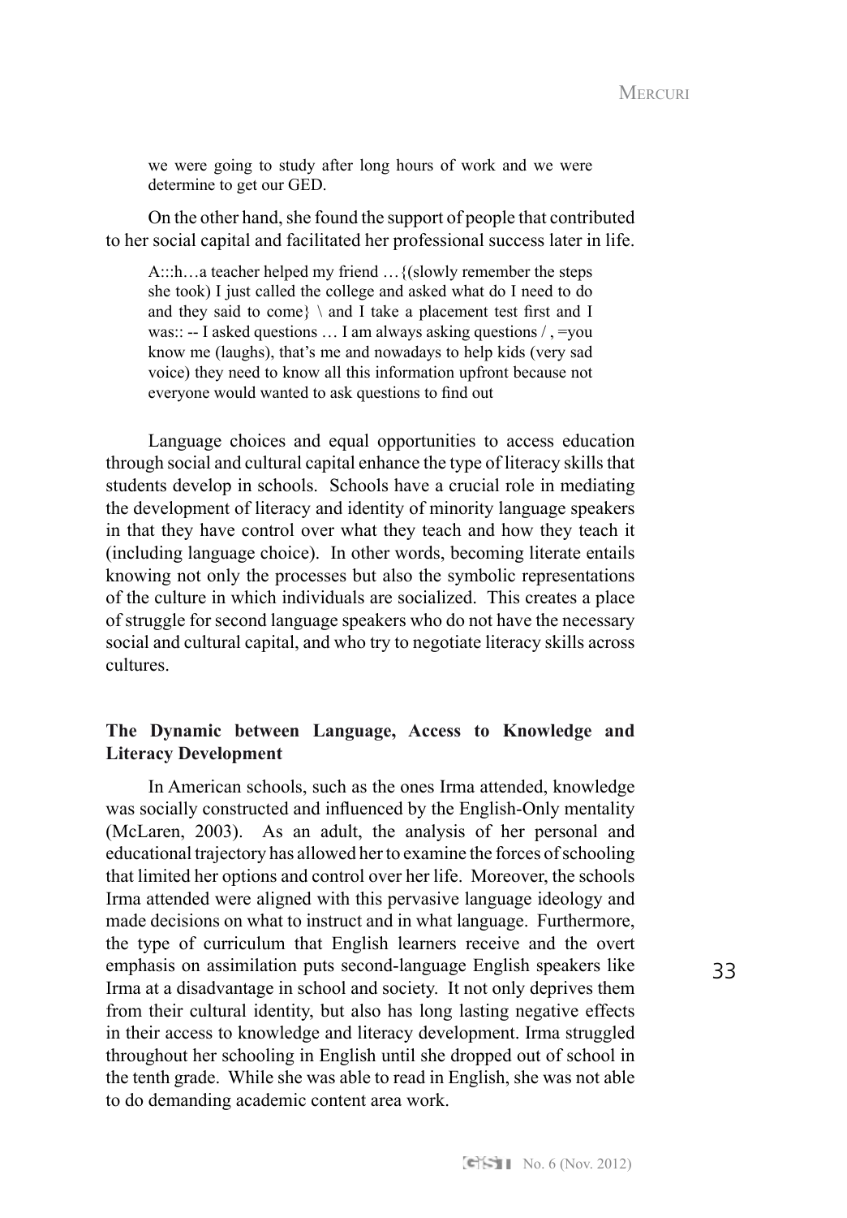> we were going to study after long hours of work and we were determine to get our GED.

On the other hand, she found the support of people that contributed to her social capital and facilitated her professional success later in life.

> A:::h…a teacher helped my friend …{(slowly remember the steps she took) I just called the college and asked what do I need to do and they said to come} \ and I take a placement test first and I was:: -- I asked questions … I am always asking questions / , =you know me (laughs), that's me and nowadays to help kids (very sad voice) they need to know all this information upfront because not everyone would wanted to ask questions to find out

Language choices and equal opportunities to access education through social and cultural capital enhance the type of literacy skills that students develop in schools. Schools have a crucial role in mediating the development of literacy and identity of minority language speakers in that they have control over what they teach and how they teach it (including language choice). In other words, becoming literate entails knowing not only the processes but also the symbolic representations of the culture in which individuals are socialized. This creates a place of struggle for second language speakers who do not have the necessary social and cultural capital, and who try to negotiate literacy skills across cultures.

**The Dynamic between Language, Access to Knowledge and Literacy Development**

In American schools, such as the ones Irma attended, knowledge was socially constructed and influenced by the English-Only mentality (McLaren, 2003). As an adult, the analysis of her personal and educational trajectory has allowed her to examine the forces of schooling that limited her options and control over her life. Moreover, the schools Irma attended were aligned with this pervasive language ideology and made decisions on what to instruct and in what language. Furthermore, the type of curriculum that English learners receive and the overt emphasis on assimilation puts second-language English speakers like Irma at a disadvantage in school and society. It not only deprives them from their cultural identity, but also has long lasting negative effects in their access to knowledge and literacy development. Irma struggled throughout her schooling in English until she dropped out of school in the tenth grade. While she was able to read in English, she was not able to do demanding academic content area work.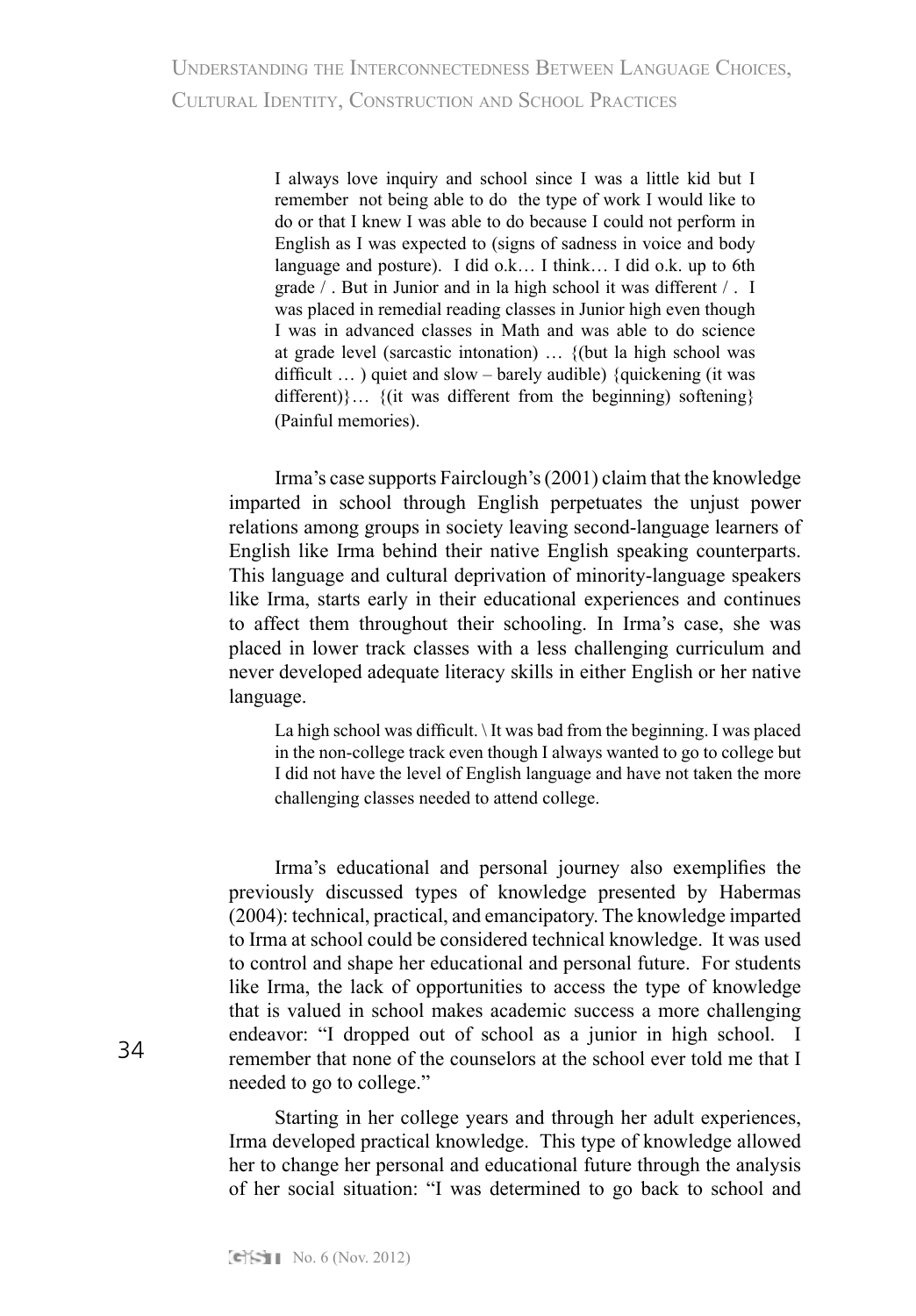> I always love inquiry and school since I was a little kid but I remember not being able to do the type of work I would like to do or that I knew I was able to do because I could not perform in English as I was expected to (signs of sadness in voice and body language and posture). I did o.k… I think… I did o.k. up to 6th grade / . But in Junior and in la high school it was different / . I was placed in remedial reading classes in Junior high even though I was in advanced classes in Math and was able to do science at grade level (sarcastic intonation) … {(but la high school was difficult … ) quiet and slow – barely audible) {quickening (it was different)}… {(it was different from the beginning) softening} (Painful memories).

Irma's case supports Fairclough's (2001) claim that the knowledge imparted in school through English perpetuates the unjust power relations among groups in society leaving second-language learners of English like Irma behind their native English speaking counterparts. This language and cultural deprivation of minority-language speakers like Irma, starts early in their educational experiences and continues to affect them throughout their schooling. In Irma's case, she was placed in lower track classes with a less challenging curriculum and never developed adequate literacy skills in either English or her native language.

> La high school was difficult. \ It was bad from the beginning. I was placed in the non-college track even though I always wanted to go to college but I did not have the level of English language and have not taken the more challenging classes needed to attend college.

Irma's educational and personal journey also exemplifies the previously discussed types of knowledge presented by Habermas (2004): technical, practical, and emancipatory. The knowledge imparted to Irma at school could be considered technical knowledge. It was used to control and shape her educational and personal future. For students like Irma, the lack of opportunities to access the type of knowledge that is valued in school makes academic success a more challenging endeavor: "I dropped out of school as a junior in high school. I remember that none of the counselors at the school ever told me that I needed to go to college."

Starting in her college years and through her adult experiences, Irma developed practical knowledge. This type of knowledge allowed her to change her personal and educational future through the analysis of her social situation: "I was determined to go back to school and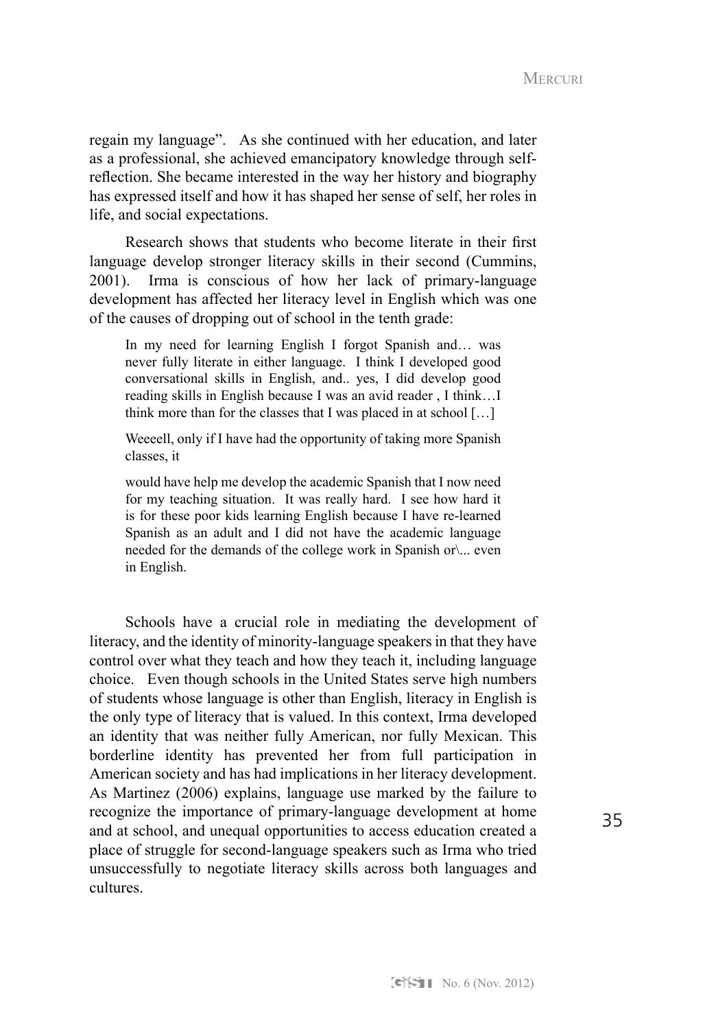regain my language". As she continued with her education, and later as a professional, she achieved emancipatory knowledge through self-reflection. She became interested in the way her history and biography has expressed itself and how it has shaped her sense of self, her roles in life, and social expectations.

Research shows that students who become literate in their first language develop stronger literacy skills in their second (Cummins, 2001). Irma is conscious of how her lack of primary-language development has affected her literacy level in English which was one of the causes of dropping out of school in the tenth grade:

> In my need for learning English I forgot Spanish and… was never fully literate in either language. I think I developed good conversational skills in English, and.. yes, I did develop good reading skills in English because I was an avid reader , I think…I think more than for the classes that I was placed in at school […]
>
> Weeeell, only if I have had the opportunity of taking more Spanish classes, it
>
> would have help me develop the academic Spanish that I now need for my teaching situation. It was really hard. I see how hard it is for these poor kids learning English because I have re-learned Spanish as an adult and I did not have the academic language needed for the demands of the college work in Spanish or\... even in English.

Schools have a crucial role in mediating the development of literacy, and the identity of minority-language speakers in that they have control over what they teach and how they teach it, including language choice. Even though schools in the United States serve high numbers of students whose language is other than English, literacy in English is the only type of literacy that is valued. In this context, Irma developed an identity that was neither fully American, nor fully Mexican. This borderline identity has prevented her from full participation in American society and has had implications in her literacy development. As Martinez (2006) explains, language use marked by the failure to recognize the importance of primary-language development at home and at school, and unequal opportunities to access education created a place of struggle for second-language speakers such as Irma who tried unsuccessfully to negotiate literacy skills across both languages and cultures.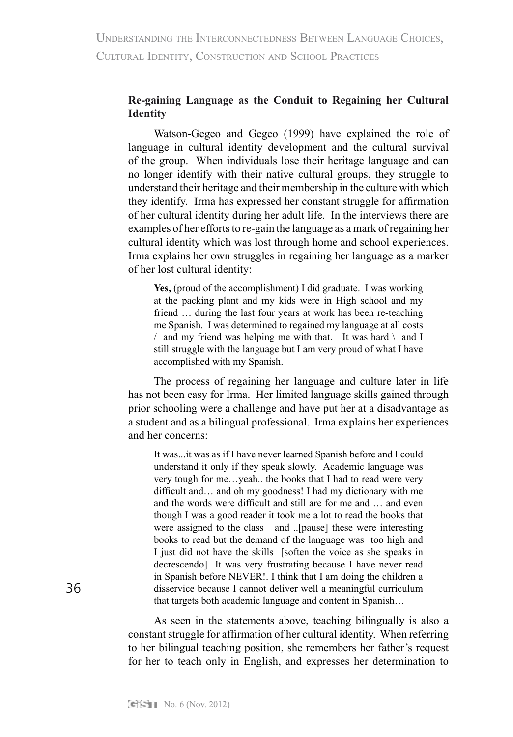**Re-gaining Language as the Conduit to Regaining her Cultural Identity**

Watson-Gegeo and Gegeo (1999) have explained the role of language in cultural identity development and the cultural survival of the group. When individuals lose their heritage language and can no longer identify with their native cultural groups, they struggle to understand their heritage and their membership in the culture with which they identify. Irma has expressed her constant struggle for affirmation of her cultural identity during her adult life. In the interviews there are examples of her efforts to re-gain the language as a mark of regaining her cultural identity which was lost through home and school experiences. Irma explains her own struggles in regaining her language as a marker of her lost cultural identity:

> **Yes,** (proud of the accomplishment) I did graduate. I was working at the packing plant and my kids were in High school and my friend … during the last four years at work has been re-teaching me Spanish. I was determined to regained my language at all costs / and my friend was helping me with that. It was hard \ and I still struggle with the language but I am very proud of what I have accomplished with my Spanish.

The process of regaining her language and culture later in life has not been easy for Irma. Her limited language skills gained through prior schooling were a challenge and have put her at a disadvantage as a student and as a bilingual professional. Irma explains her experiences and her concerns:

> It was...it was as if I have never learned Spanish before and I could understand it only if they speak slowly. Academic language was very tough for me…yeah.. the books that I had to read were very difficult and… and oh my goodness! I had my dictionary with me and the words were difficult and still are for me and … and even though I was a good reader it took me a lot to read the books that were assigned to the class and ..[pause] these were interesting books to read but the demand of the language was too high and I just did not have the skills [soften the voice as she speaks in decrescendo] It was very frustrating because I have never read in Spanish before NEVER!. I think that I am doing the children a disservice because I cannot deliver well a meaningful curriculum that targets both academic language and content in Spanish…

As seen in the statements above, teaching bilingually is also a constant struggle for affirmation of her cultural identity. When referring to her bilingual teaching position, she remembers her father's request for her to teach only in English, and expresses her determination to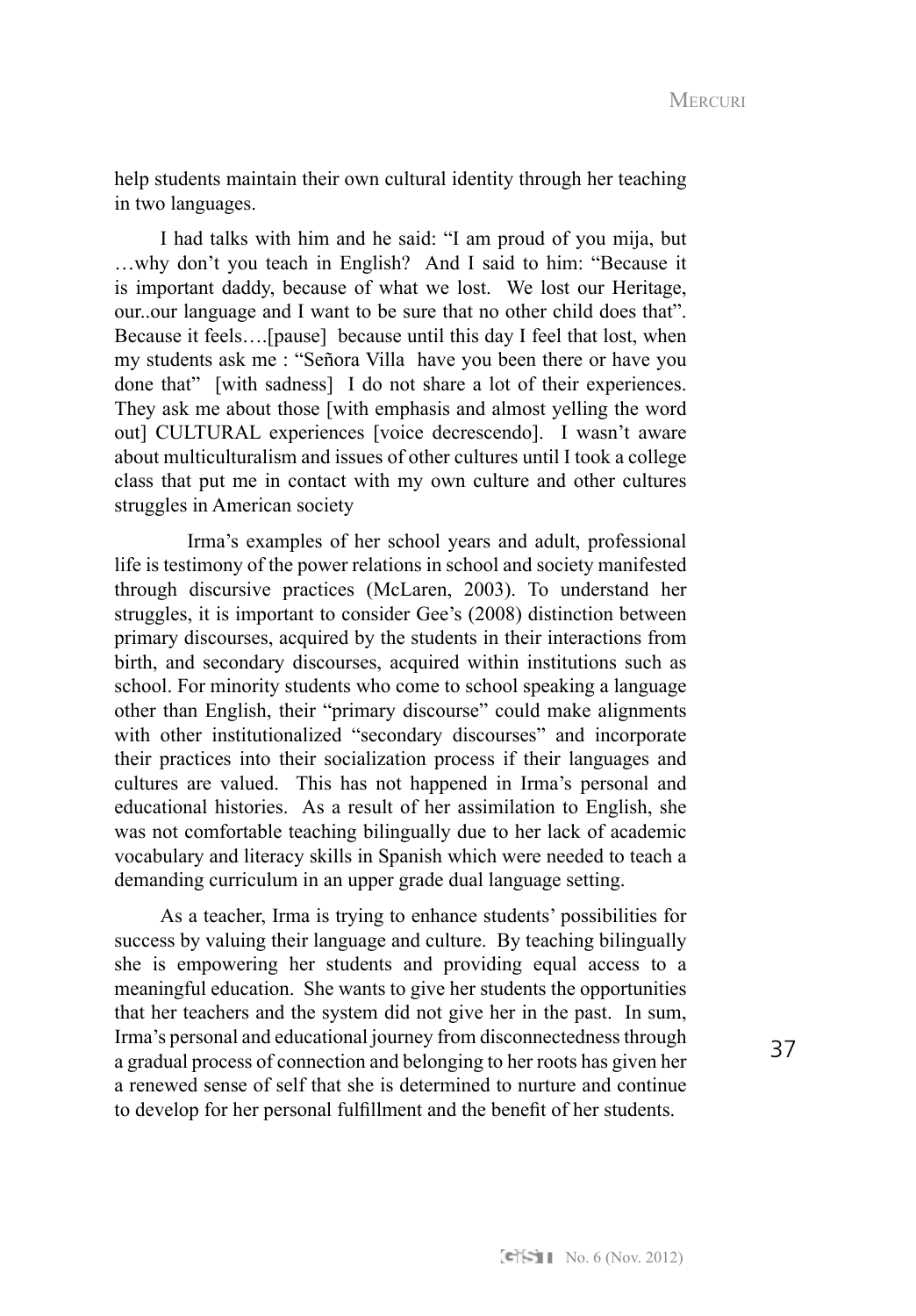help students maintain their own cultural identity through her teaching in two languages.

I had talks with him and he said: "I am proud of you mija, but …why don't you teach in English? And I said to him: "Because it is important daddy, because of what we lost. We lost our Heritage, our..our language and I want to be sure that no other child does that". Because it feels….[pause] because until this day I feel that lost, when my students ask me : "Señora Villa have you been there or have you done that" [with sadness] I do not share a lot of their experiences. They ask me about those [with emphasis and almost yelling the word out] CULTURAL experiences [voice decrescendo]. I wasn't aware about multiculturalism and issues of other cultures until I took a college class that put me in contact with my own culture and other cultures struggles in American society

Irma's examples of her school years and adult, professional life is testimony of the power relations in school and society manifested through discursive practices (McLaren, 2003). To understand her struggles, it is important to consider Gee's (2008) distinction between primary discourses, acquired by the students in their interactions from birth, and secondary discourses, acquired within institutions such as school. For minority students who come to school speaking a language other than English, their "primary discourse" could make alignments with other institutionalized "secondary discourses" and incorporate their practices into their socialization process if their languages and cultures are valued. This has not happened in Irma's personal and educational histories. As a result of her assimilation to English, she was not comfortable teaching bilingually due to her lack of academic vocabulary and literacy skills in Spanish which were needed to teach a demanding curriculum in an upper grade dual language setting.

As a teacher, Irma is trying to enhance students' possibilities for success by valuing their language and culture. By teaching bilingually she is empowering her students and providing equal access to a meaningful education. She wants to give her students the opportunities that her teachers and the system did not give her in the past. In sum, Irma's personal and educational journey from disconnectedness through a gradual process of connection and belonging to her roots has given her a renewed sense of self that she is determined to nurture and continue to develop for her personal fulfillment and the benefit of her students.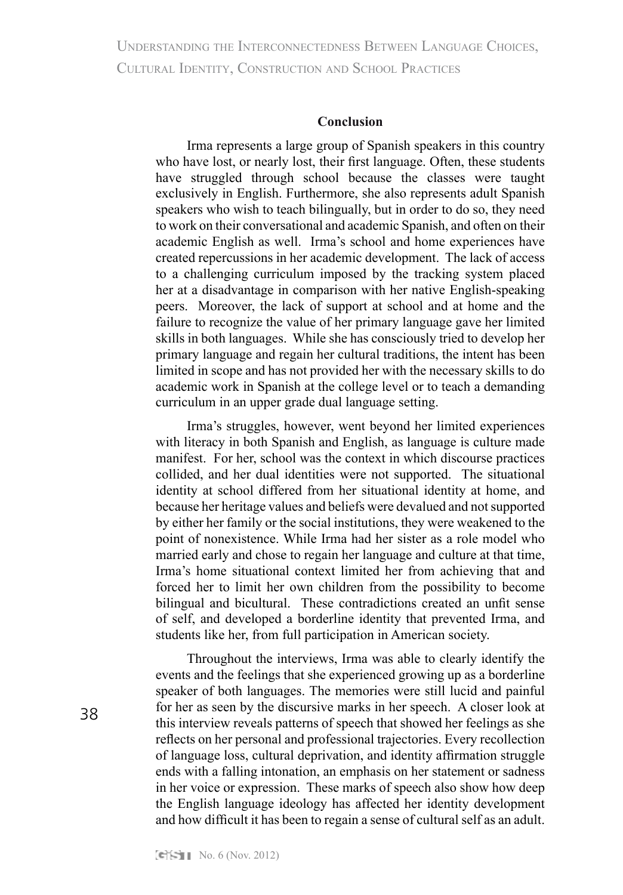## Conclusion

Irma represents a large group of Spanish speakers in this country who have lost, or nearly lost, their first language. Often, these students have struggled through school because the classes were taught exclusively in English. Furthermore, she also represents adult Spanish speakers who wish to teach bilingually, but in order to do so, they need to work on their conversational and academic Spanish, and often on their academic English as well. Irma's school and home experiences have created repercussions in her academic development. The lack of access to a challenging curriculum imposed by the tracking system placed her at a disadvantage in comparison with her native English-speaking peers. Moreover, the lack of support at school and at home and the failure to recognize the value of her primary language gave her limited skills in both languages. While she has consciously tried to develop her primary language and regain her cultural traditions, the intent has been limited in scope and has not provided her with the necessary skills to do academic work in Spanish at the college level or to teach a demanding curriculum in an upper grade dual language setting.

Irma's struggles, however, went beyond her limited experiences with literacy in both Spanish and English, as language is culture made manifest. For her, school was the context in which discourse practices collided, and her dual identities were not supported. The situational identity at school differed from her situational identity at home, and because her heritage values and beliefs were devalued and not supported by either her family or the social institutions, they were weakened to the point of nonexistence. While Irma had her sister as a role model who married early and chose to regain her language and culture at that time, Irma's home situational context limited her from achieving that and forced her to limit her own children from the possibility to become bilingual and bicultural. These contradictions created an unfit sense of self, and developed a borderline identity that prevented Irma, and students like her, from full participation in American society.

Throughout the interviews, Irma was able to clearly identify the events and the feelings that she experienced growing up as a borderline speaker of both languages. The memories were still lucid and painful for her as seen by the discursive marks in her speech. A closer look at this interview reveals patterns of speech that showed her feelings as she reflects on her personal and professional trajectories. Every recollection of language loss, cultural deprivation, and identity affirmation struggle ends with a falling intonation, an emphasis on her statement or sadness in her voice or expression. These marks of speech also show how deep the English language ideology has affected her identity development and how difficult it has been to regain a sense of cultural self as an adult.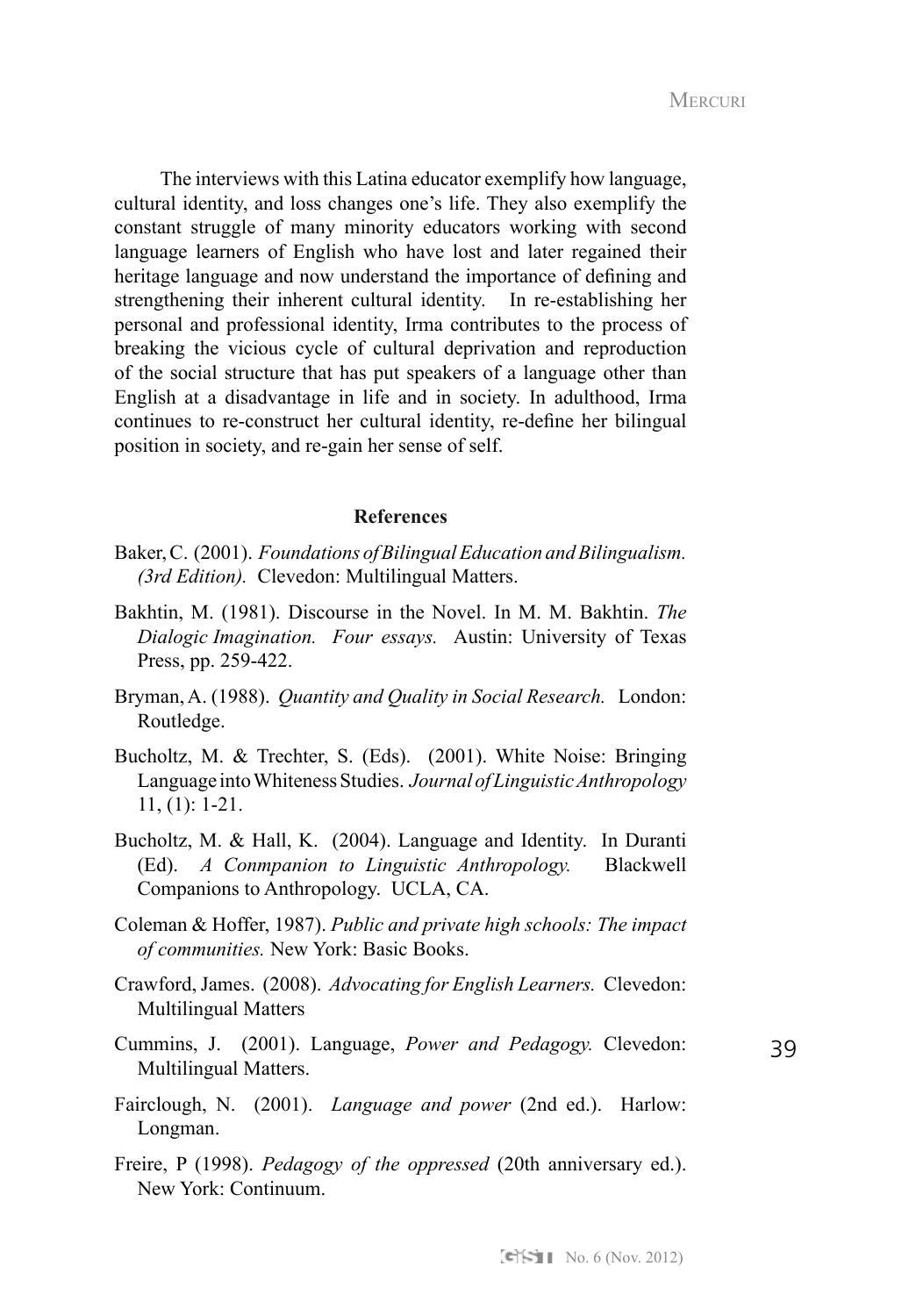The interviews with this Latina educator exemplify how language, cultural identity, and loss changes one's life. They also exemplify the constant struggle of many minority educators working with second language learners of English who have lost and later regained their heritage language and now understand the importance of defining and strengthening their inherent cultural identity. In re-establishing her personal and professional identity, Irma contributes to the process of breaking the vicious cycle of cultural deprivation and reproduction of the social structure that has put speakers of a language other than English at a disadvantage in life and in society. In adulthood, Irma continues to re-construct her cultural identity, re-define her bilingual position in society, and re-gain her sense of self.

## References

Baker, C. (2001). *Foundations of Bilingual Education and Bilingualism. (3rd Edition).* Clevedon: Multilingual Matters.

Bakhtin, M. (1981). Discourse in the Novel. In M. M. Bakhtin. *The Dialogic Imagination. Four essays.* Austin: University of Texas Press, pp. 259-422.

Bryman, A. (1988). *Quantity and Quality in Social Research.* London: Routledge.

Bucholtz, M. & Trechter, S. (Eds). (2001). White Noise: Bringing Language into Whiteness Studies. *Journal of Linguistic Anthropology* 11, (1): 1-21.

Bucholtz, M. & Hall, K. (2004). Language and Identity. In Duranti (Ed). *A Conmpanion to Linguistic Anthropology.* Blackwell Companions to Anthropology. UCLA, CA.

Coleman & Hoffer, 1987). *Public and private high schools: The impact of communities.* New York: Basic Books.

Crawford, James. (2008). *Advocating for English Learners.* Clevedon: Multilingual Matters

Cummins, J. (2001). Language, *Power and Pedagogy.* Clevedon: Multilingual Matters.

Fairclough, N. (2001). *Language and power* (2nd ed.). Harlow: Longman.

Freire, P (1998). *Pedagogy of the oppressed* (20th anniversary ed.). New York: Continuum.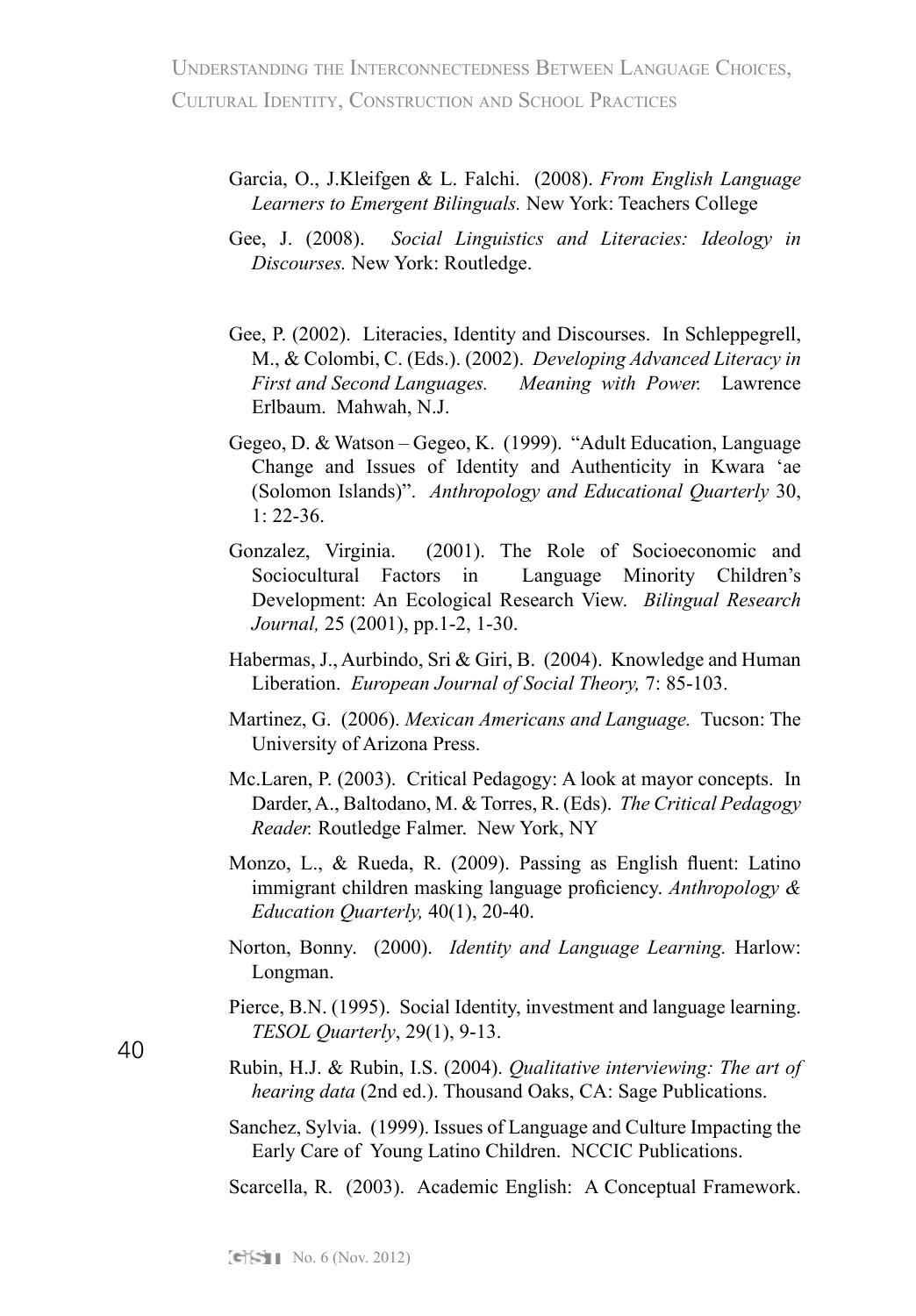Garcia, O., J.Kleifgen & L. Falchi. (2008). *From English Language Learners to Emergent Bilinguals.* New York: Teachers College

Gee, J. (2008). *Social Linguistics and Literacies: Ideology in Discourses.* New York: Routledge.

Gee, P. (2002). Literacies, Identity and Discourses. In Schleppegrell, M., & Colombi, C. (Eds.). (2002). *Developing Advanced Literacy in First and Second Languages. Meaning with Power.* Lawrence Erlbaum. Mahwah, N.J.

Gegeo, D. & Watson – Gegeo, K. (1999). "Adult Education, Language Change and Issues of Identity and Authenticity in Kwara 'ae (Solomon Islands)". *Anthropology and Educational Quarterly* 30, 1: 22-36.

Gonzalez, Virginia. (2001). The Role of Socioeconomic and Sociocultural Factors in Language Minority Children's Development: An Ecological Research View. *Bilingual Research Journal,* 25 (2001), pp.1-2, 1-30.

Habermas, J., Aurbindo, Sri & Giri, B. (2004). Knowledge and Human Liberation. *European Journal of Social Theory,* 7: 85-103.

Martinez, G. (2006). *Mexican Americans and Language.* Tucson: The University of Arizona Press.

Mc.Laren, P. (2003). Critical Pedagogy: A look at mayor concepts. In Darder, A., Baltodano, M. & Torres, R. (Eds). *The Critical Pedagogy Reader.* Routledge Falmer. New York, NY

Monzo, L., & Rueda, R. (2009). Passing as English fluent: Latino immigrant children masking language proficiency. *Anthropology & Education Quarterly,* 40(1), 20-40.

Norton, Bonny. (2000). *Identity and Language Learning.* Harlow: Longman.

Pierce, B.N. (1995). Social Identity, investment and language learning. *TESOL Quarterly*, 29(1), 9-13.

Rubin, H.J. & Rubin, I.S. (2004). *Qualitative interviewing: The art of hearing data* (2nd ed.). Thousand Oaks, CA: Sage Publications.

Sanchez, Sylvia. (1999). Issues of Language and Culture Impacting the Early Care of Young Latino Children. NCCIC Publications.

Scarcella, R. (2003). Academic English: A Conceptual Framework.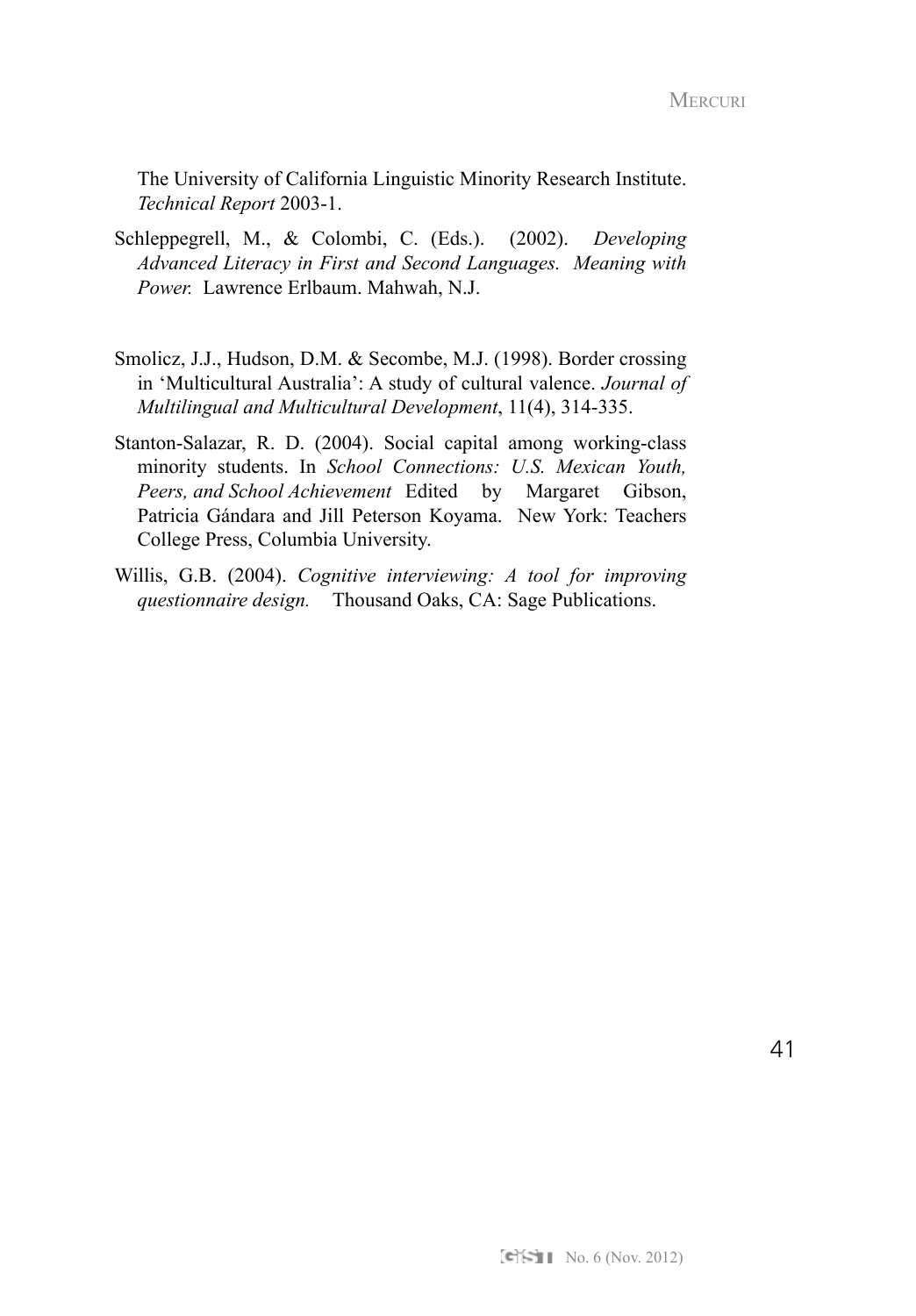The University of California Linguistic Minority Research Institute. *Technical Report* 2003-1.

Schleppegrell, M., & Colombi, C. (Eds.). (2002). *Developing Advanced Literacy in First and Second Languages. Meaning with Power.* Lawrence Erlbaum. Mahwah, N.J.

Smolicz, J.J., Hudson, D.M. & Secombe, M.J. (1998). Border crossing in 'Multicultural Australia': A study of cultural valence. *Journal of Multilingual and Multicultural Development*, 11(4), 314-335.

Stanton-Salazar, R. D. (2004). Social capital among working-class minority students. In *School Connections: U.S. Mexican Youth, Peers, and School Achievement* Edited by Margaret Gibson, Patricia Gándara and Jill Peterson Koyama. New York: Teachers College Press, Columbia University.

Willis, G.B. (2004). *Cognitive interviewing: A tool for improving questionnaire design.* Thousand Oaks, CA: Sage Publications.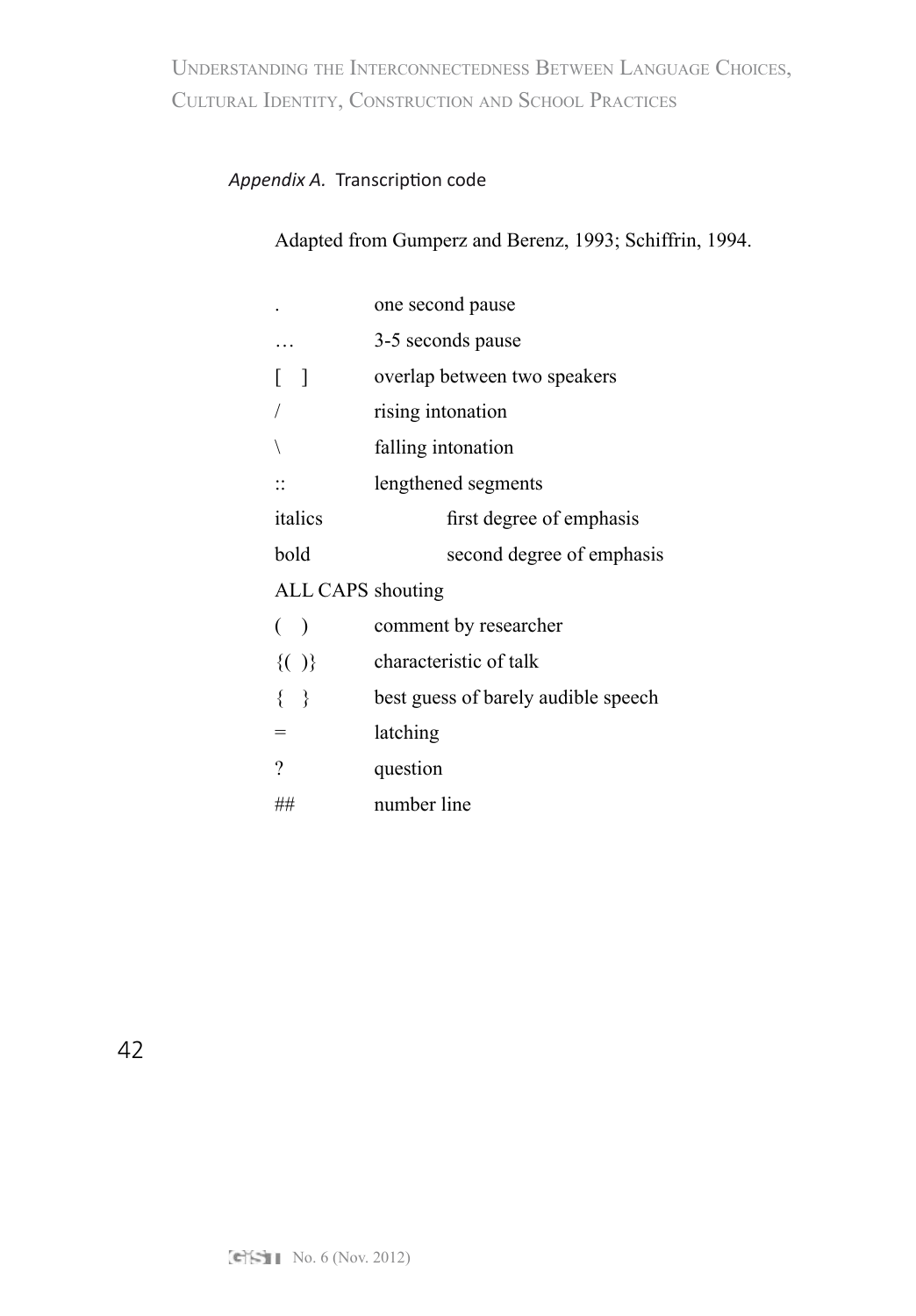*Appendix A.* Transcription code

Adapted from Gumperz and Berenz, 1993; Schiffrin, 1994.

| Symbol | Meaning |
|---|---|
| . | one second pause |
| … | 3-5 seconds pause |
| [ ] | overlap between two speakers |
| / | rising intonation |
| \ | falling intonation |
| :: | lengthened segments |
| italics | first degree of emphasis |
| bold | second degree of emphasis |
| ALL CAPS | shouting |
| ( ) | comment by researcher |
| {( )} | characteristic of talk |
| { } | best guess of barely audible speech |
| = | latching |
| ? | question |
| ## | number line |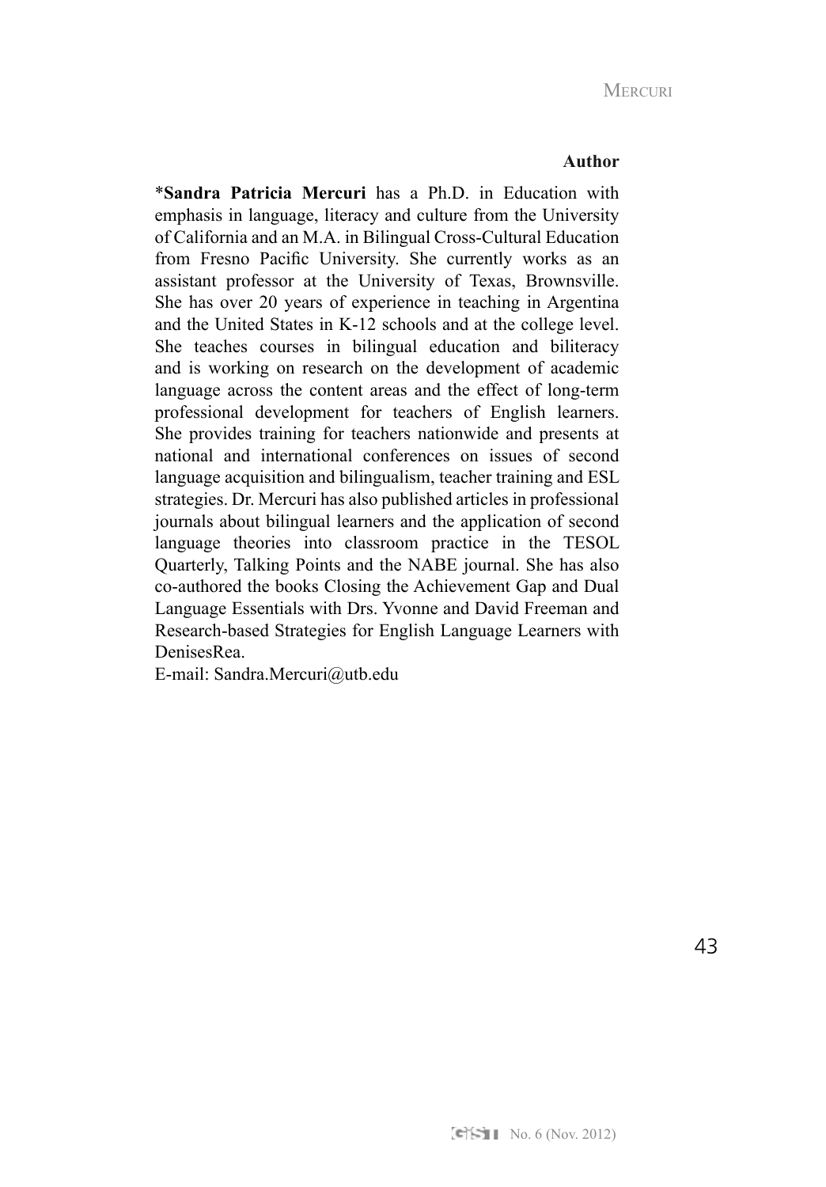**Author**

\***Sandra Patricia Mercuri** has a Ph.D. in Education with emphasis in language, literacy and culture from the University of California and an M.A. in Bilingual Cross-Cultural Education from Fresno Pacific University. She currently works as an assistant professor at the University of Texas, Brownsville. She has over 20 years of experience in teaching in Argentina and the United States in K-12 schools and at the college level. She teaches courses in bilingual education and biliteracy and is working on research on the development of academic language across the content areas and the effect of long-term professional development for teachers of English learners. She provides training for teachers nationwide and presents at national and international conferences on issues of second language acquisition and bilingualism, teacher training and ESL strategies. Dr. Mercuri has also published articles in professional journals about bilingual learners and the application of second language theories into classroom practice in the TESOL Quarterly, Talking Points and the NABE journal. She has also co-authored the books Closing the Achievement Gap and Dual Language Essentials with Drs. Yvonne and David Freeman and Research-based Strategies for English Language Learners with DenisesRea.
E-mail: Sandra.Mercuri@utb.edu